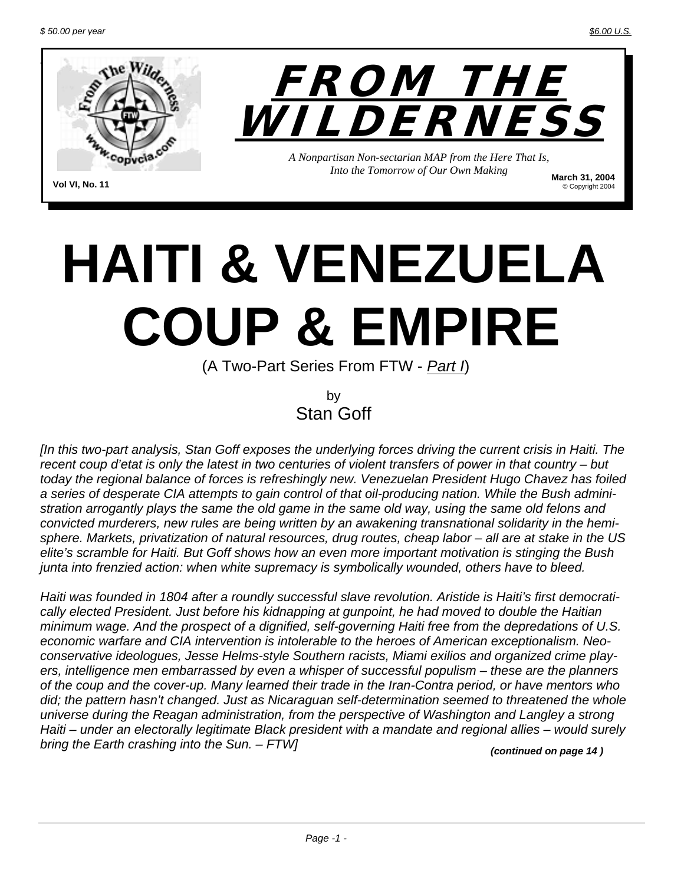$ 50.00 per year

$6.00 U.S.

# FROM THE WILDERNESS

*A Nonpartisan Non-sectarian MAP from the Here That Is, Into the Tomorrow of Our Own Making*

Vol VI, No. 11

March 31, 2004
© Copyright 2004

# HAITI & VENEZUELA COUP & EMPIRE

(A Two-Part Series From FTW - *Part I*)

by
Stan Goff

*[In this two-part analysis, Stan Goff exposes the underlying forces driving the current crisis in Haiti. The recent coup d'etat is only the latest in two centuries of violent transfers of power in that country – but today the regional balance of forces is refreshingly new. Venezuelan President Hugo Chavez has foiled a series of desperate CIA attempts to gain control of that oil-producing nation. While the Bush administration arrogantly plays the same the old game in the same old way, using the same old felons and convicted murderers, new rules are being written by an awakening transnational solidarity in the hemisphere. Markets, privatization of natural resources, drug routes, cheap labor – all are at stake in the US elite's scramble for Haiti. But Goff shows how an even more important motivation is stinging the Bush junta into frenzied action: when white supremacy is symbolically wounded, others have to bleed.*

*Haiti was founded in 1804 after a roundly successful slave revolution. Aristide is Haiti's first democratically elected President. Just before his kidnapping at gunpoint, he had moved to double the Haitian minimum wage. And the prospect of a dignified, self-governing Haiti free from the depredations of U.S. economic warfare and CIA intervention is intolerable to the heroes of American exceptionalism. Neo-conservative ideologues, Jesse Helms-style Southern racists, Miami exilios and organized crime players, intelligence men embarrassed by even a whisper of successful populism – these are the planners of the coup and the cover-up. Many learned their trade in the Iran-Contra period, or have mentors who did; the pattern hasn't changed. Just as Nicaraguan self-determination seemed to threatened the whole universe during the Reagan administration, from the perspective of Washington and Langley a strong Haiti – under an electorally legitimate Black president with a mandate and regional allies – would surely bring the Earth crashing into the Sun. – FTW]*

***(continued on page 14 )***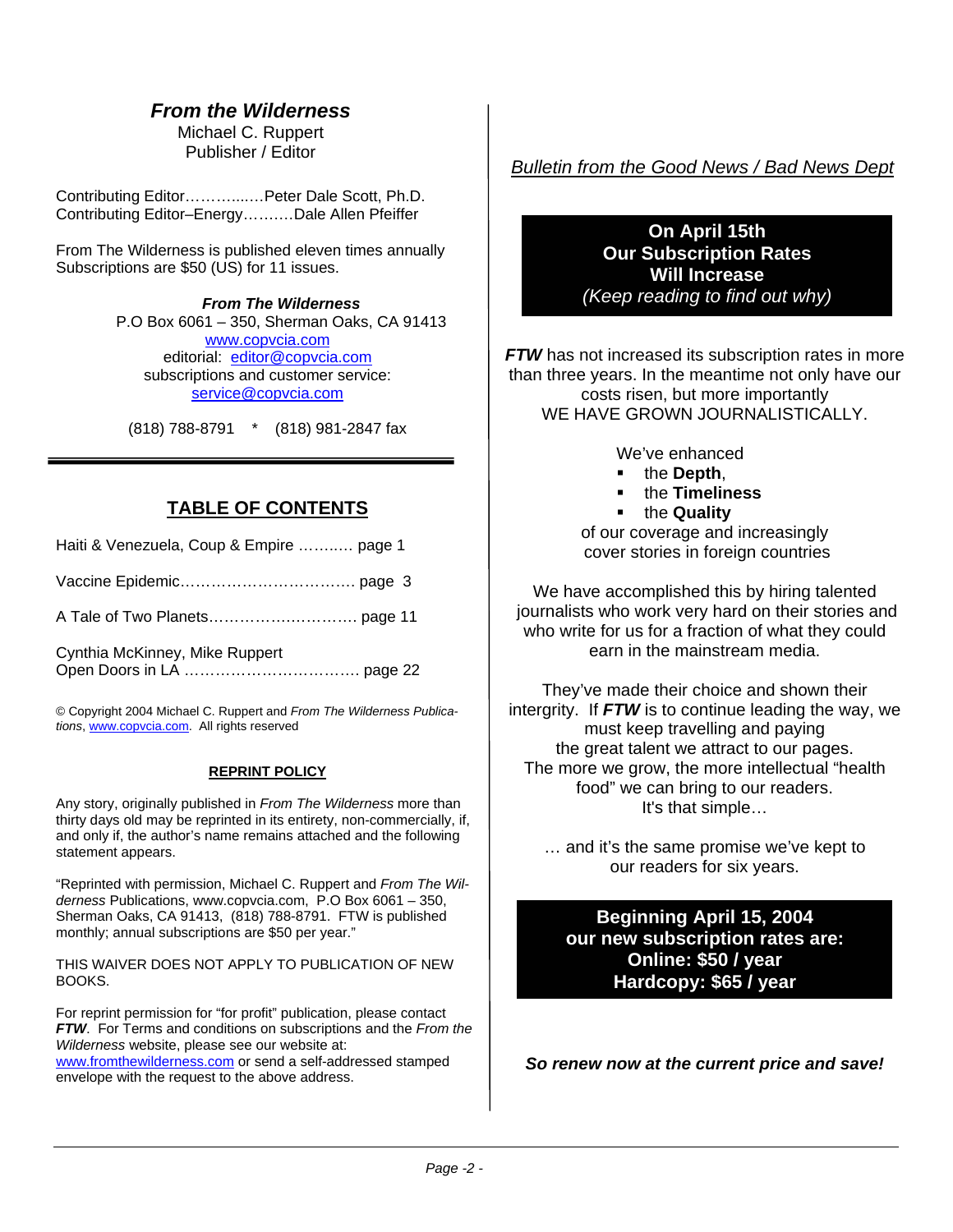## *From the Wilderness*

Michael C. Ruppert
Publisher / Editor

Contributing Editor…………..….Peter Dale Scott, Ph.D.
Contributing Editor–Energy……….Dale Allen Pfeiffer

From The Wilderness is published eleven times annually
Subscriptions are $50 (US) for 11 issues.

***From The Wilderness***
P.O Box 6061 – 350, Sherman Oaks, CA 91413
www.copvcia.com
editorial: editor@copvcia.com
subscriptions and customer service:
service@copvcia.com

(818) 788-8791 * (818) 981-2847 fax

## TABLE OF CONTENTS

Haiti & Venezuela, Coup & Empire ……..…. page 1

Vaccine Epidemic……………………………. page 3

A Tale of Two Planets……………….………. page 11

Cynthia McKinney, Mike Ruppert
Open Doors in LA ……………….…………… page 22

© Copyright 2004 Michael C. Ruppert and *From The Wilderness Publications*, www.copvcia.com. All rights reserved

### REPRINT POLICY

Any story, originally published in *From The Wilderness* more than thirty days old may be reprinted in its entirety, non-commercially, if, and only if, the author's name remains attached and the following statement appears.

"Reprinted with permission, Michael C. Ruppert and *From The Wilderness* Publications, www.copvcia.com, P.O Box 6061 – 350, Sherman Oaks, CA 91413, (818) 788-8791. FTW is published monthly; annual subscriptions are $50 per year."

THIS WAIVER DOES NOT APPLY TO PUBLICATION OF NEW BOOKS.

For reprint permission for "for profit" publication, please contact ***FTW***. For Terms and conditions on subscriptions and the *From the Wilderness* website, please see our website at: www.fromthewilderness.com or send a self-addressed stamped envelope with the request to the above address.

*Bulletin from the Good News / Bad News Dept*

**On April 15th**
**Our Subscription Rates**
**Will Increase**
*(Keep reading to find out why)*

***FTW*** has not increased its subscription rates in more than three years. In the meantime not only have our costs risen, but more importantly
WE HAVE GROWN JOURNALISTICALLY.

We've enhanced

- the **Depth**,
- the **Timeliness**
- the **Quality**

of our coverage and increasingly cover stories in foreign countries

We have accomplished this by hiring talented journalists who work very hard on their stories and who write for us for a fraction of what they could earn in the mainstream media.

They've made their choice and shown their intergrity. If ***FTW*** is to continue leading the way, we must keep travelling and paying the great talent we attract to our pages. The more we grow, the more intellectual "health food" we can bring to our readers. It's that simple…

… and it's the same promise we've kept to our readers for six years.

**Beginning April 15, 2004**
**our new subscription rates are:**
**Online: $50 / year**
**Hardcopy: $65 / year**

***So renew now at the current price and save!***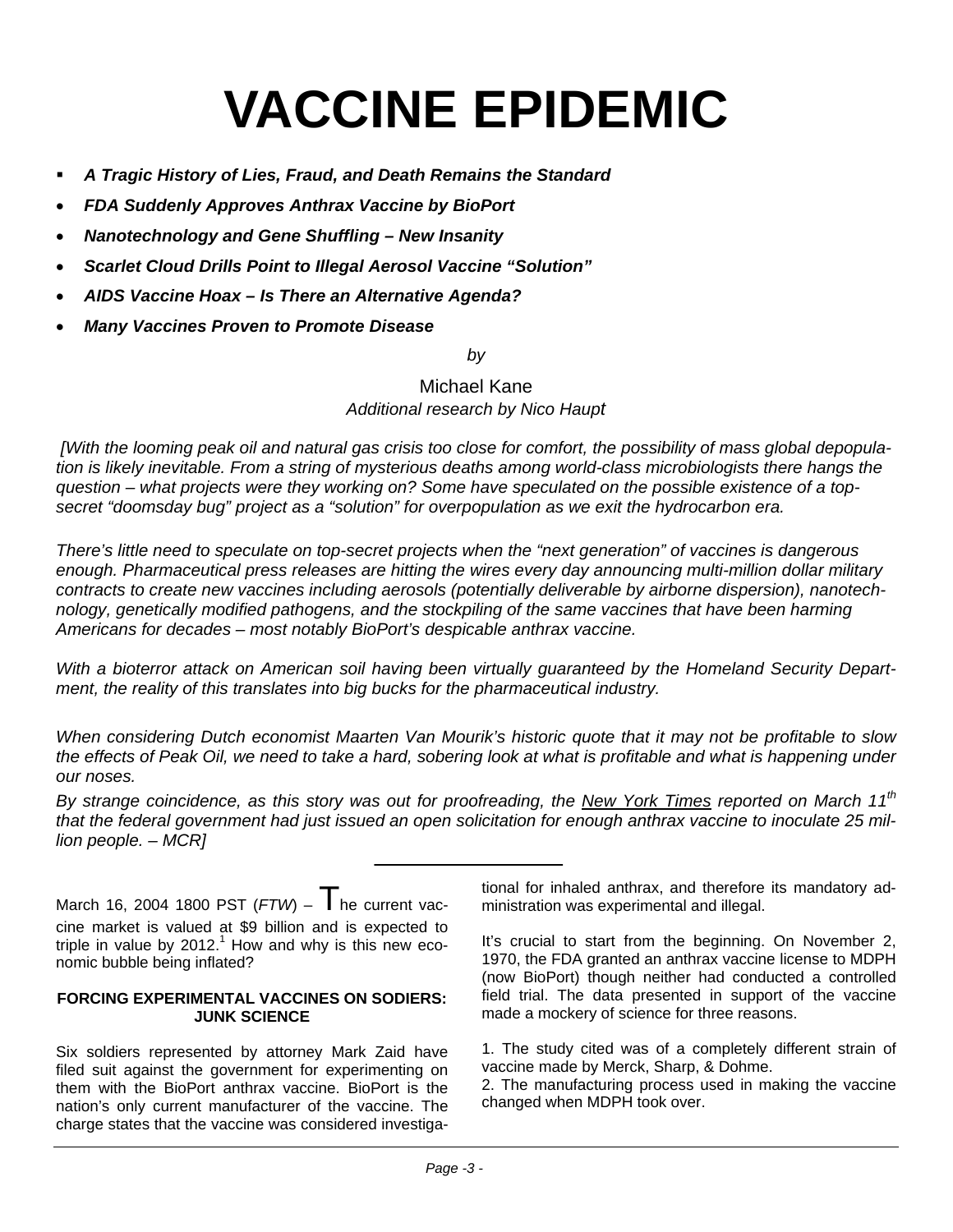# VACCINE EPIDEMIC

- ***A Tragic History of Lies, Fraud, and Death Remains the Standard***
- ***FDA Suddenly Approves Anthrax Vaccine by BioPort***
- ***Nanotechnology and Gene Shuffling – New Insanity***
- ***Scarlet Cloud Drills Point to Illegal Aerosol Vaccine "Solution"***
- ***AIDS Vaccine Hoax – Is There an Alternative Agenda?***
- ***Many Vaccines Proven to Promote Disease***

*by*

Michael Kane
*Additional research by Nico Haupt*

*[With the looming peak oil and natural gas crisis too close for comfort, the possibility of mass global depopulation is likely inevitable. From a string of mysterious deaths among world-class microbiologists there hangs the question – what projects were they working on? Some have speculated on the possible existence of a top-secret "doomsday bug" project as a "solution" for overpopulation as we exit the hydrocarbon era.*

*There's little need to speculate on top-secret projects when the "next generation" of vaccines is dangerous enough. Pharmaceutical press releases are hitting the wires every day announcing multi-million dollar military contracts to create new vaccines including aerosols (potentially deliverable by airborne dispersion), nanotechnology, genetically modified pathogens, and the stockpiling of the same vaccines that have been harming Americans for decades – most notably BioPort's despicable anthrax vaccine.*

*With a bioterror attack on American soil having been virtually guaranteed by the Homeland Security Department, the reality of this translates into big bucks for the pharmaceutical industry.*

*When considering Dutch economist Maarten Van Mourik's historic quote that it may not be profitable to slow the effects of Peak Oil, we need to take a hard, sobering look at what is profitable and what is happening under our noses.*

*By strange coincidence, as this story was out for proofreading, the New York Times reported on March 11th that the federal government had just issued an open solicitation for enough anthrax vaccine to inoculate 25 million people. – MCR]*

---

March 16, 2004 1800 PST (*FTW*) – The current vaccine market is valued at $9 billion and is expected to triple in value by 2012.[1] How and why is this new economic bubble being inflated?

**FORCING EXPERIMENTAL VACCINES ON SODIERS: JUNK SCIENCE**

Six soldiers represented by attorney Mark Zaid have filed suit against the government for experimenting on them with the BioPort anthrax vaccine. BioPort is the nation's only current manufacturer of the vaccine. The charge states that the vaccine was considered investigational for inhaled anthrax, and therefore its mandatory administration was experimental and illegal.

It's crucial to start from the beginning. On November 2, 1970, the FDA granted an anthrax vaccine license to MDPH (now BioPort) though neither had conducted a controlled field trial. The data presented in support of the vaccine made a mockery of science for three reasons.

1. The study cited was of a completely different strain of vaccine made by Merck, Sharp, & Dohme.
2. The manufacturing process used in making the vaccine changed when MDPH took over.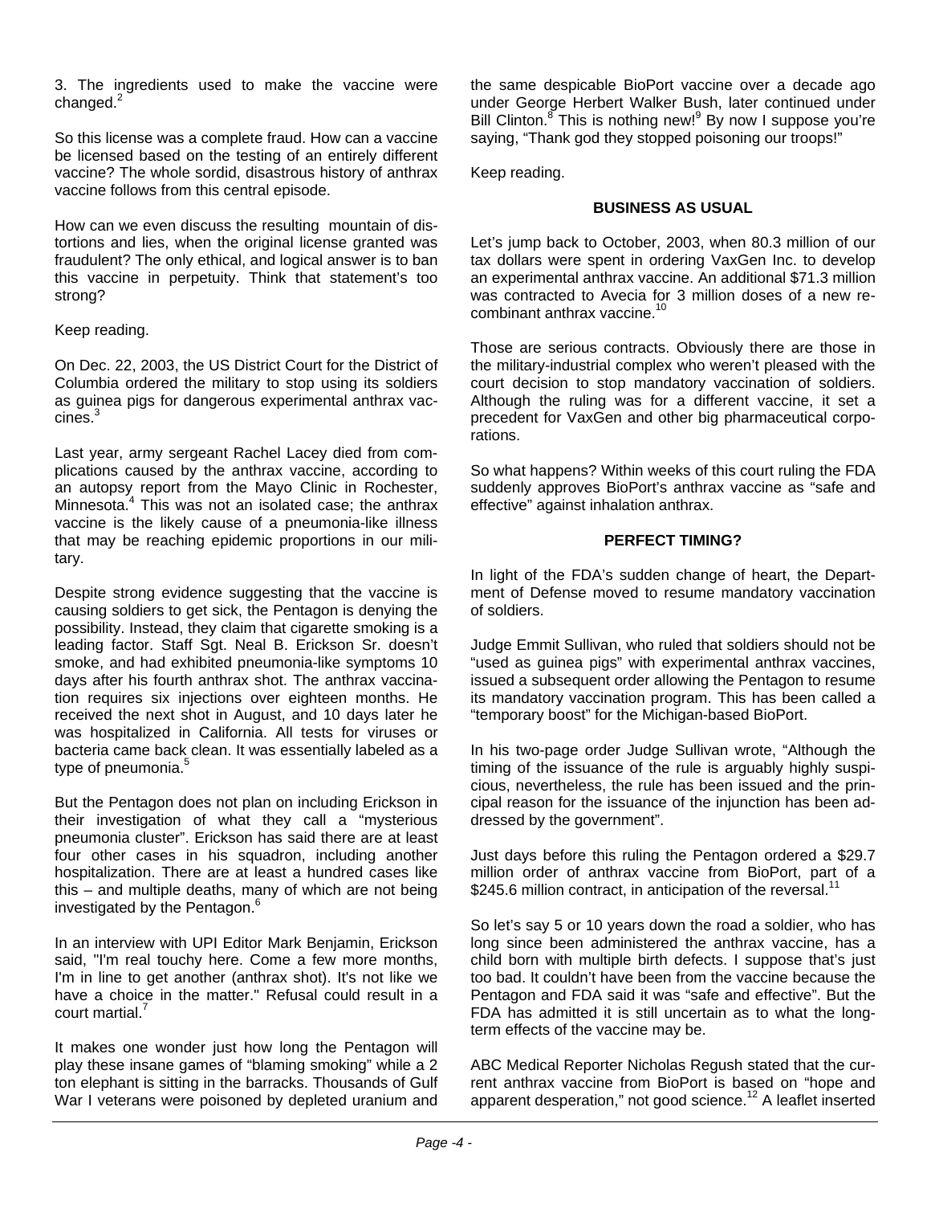3. The ingredients used to make the vaccine were changed.[2]

So this license was a complete fraud. How can a vaccine be licensed based on the testing of an entirely different vaccine? The whole sordid, disastrous history of anthrax vaccine follows from this central episode.

How can we even discuss the resulting mountain of distortions and lies, when the original license granted was fraudulent? The only ethical, and logical answer is to ban this vaccine in perpetuity. Think that statement's too strong?

Keep reading.

On Dec. 22, 2003, the US District Court for the District of Columbia ordered the military to stop using its soldiers as guinea pigs for dangerous experimental anthrax vaccines.[3]

Last year, army sergeant Rachel Lacey died from complications caused by the anthrax vaccine, according to an autopsy report from the Mayo Clinic in Rochester, Minnesota.[4] This was not an isolated case; the anthrax vaccine is the likely cause of a pneumonia-like illness that may be reaching epidemic proportions in our military.

Despite strong evidence suggesting that the vaccine is causing soldiers to get sick, the Pentagon is denying the possibility. Instead, they claim that cigarette smoking is a leading factor. Staff Sgt. Neal B. Erickson Sr. doesn't smoke, and had exhibited pneumonia-like symptoms 10 days after his fourth anthrax shot. The anthrax vaccination requires six injections over eighteen months. He received the next shot in August, and 10 days later he was hospitalized in California. All tests for viruses or bacteria came back clean. It was essentially labeled as a type of pneumonia.[5]

But the Pentagon does not plan on including Erickson in their investigation of what they call a "mysterious pneumonia cluster". Erickson has said there are at least four other cases in his squadron, including another hospitalization. There are at least a hundred cases like this – and multiple deaths, many of which are not being investigated by the Pentagon.[6]

In an interview with UPI Editor Mark Benjamin, Erickson said, "I'm real touchy here. Come a few more months, I'm in line to get another (anthrax shot). It's not like we have a choice in the matter." Refusal could result in a court martial.[7]

It makes one wonder just how long the Pentagon will play these insane games of "blaming smoking" while a 2 ton elephant is sitting in the barracks. Thousands of Gulf War I veterans were poisoned by depleted uranium and the same despicable BioPort vaccine over a decade ago under George Herbert Walker Bush, later continued under Bill Clinton.[8] This is nothing new![9] By now I suppose you're saying, "Thank god they stopped poisoning our troops!"

Keep reading.

## BUSINESS AS USUAL

Let's jump back to October, 2003, when 80.3 million of our tax dollars were spent in ordering VaxGen Inc. to develop an experimental anthrax vaccine. An additional $71.3 million was contracted to Avecia for 3 million doses of a new recombinant anthrax vaccine.[10]

Those are serious contracts. Obviously there are those in the military-industrial complex who weren't pleased with the court decision to stop mandatory vaccination of soldiers. Although the ruling was for a different vaccine, it set a precedent for VaxGen and other big pharmaceutical corporations.

So what happens? Within weeks of this court ruling the FDA suddenly approves BioPort's anthrax vaccine as "safe and effective" against inhalation anthrax.

## PERFECT TIMING?

In light of the FDA's sudden change of heart, the Department of Defense moved to resume mandatory vaccination of soldiers.

Judge Emmit Sullivan, who ruled that soldiers should not be "used as guinea pigs" with experimental anthrax vaccines, issued a subsequent order allowing the Pentagon to resume its mandatory vaccination program. This has been called a "temporary boost" for the Michigan-based BioPort.

In his two-page order Judge Sullivan wrote, "Although the timing of the issuance of the rule is arguably highly suspicious, nevertheless, the rule has been issued and the principal reason for the issuance of the injunction has been addressed by the government".

Just days before this ruling the Pentagon ordered a $29.7 million order of anthrax vaccine from BioPort, part of a $245.6 million contract, in anticipation of the reversal.[11]

So let's say 5 or 10 years down the road a soldier, who has long since been administered the anthrax vaccine, has a child born with multiple birth defects. I suppose that's just too bad. It couldn't have been from the vaccine because the Pentagon and FDA said it was "safe and effective". But the FDA has admitted it is still uncertain as to what the long-term effects of the vaccine may be.

ABC Medical Reporter Nicholas Regush stated that the current anthrax vaccine from BioPort is based on "hope and apparent desperation," not good science.[12] A leaflet inserted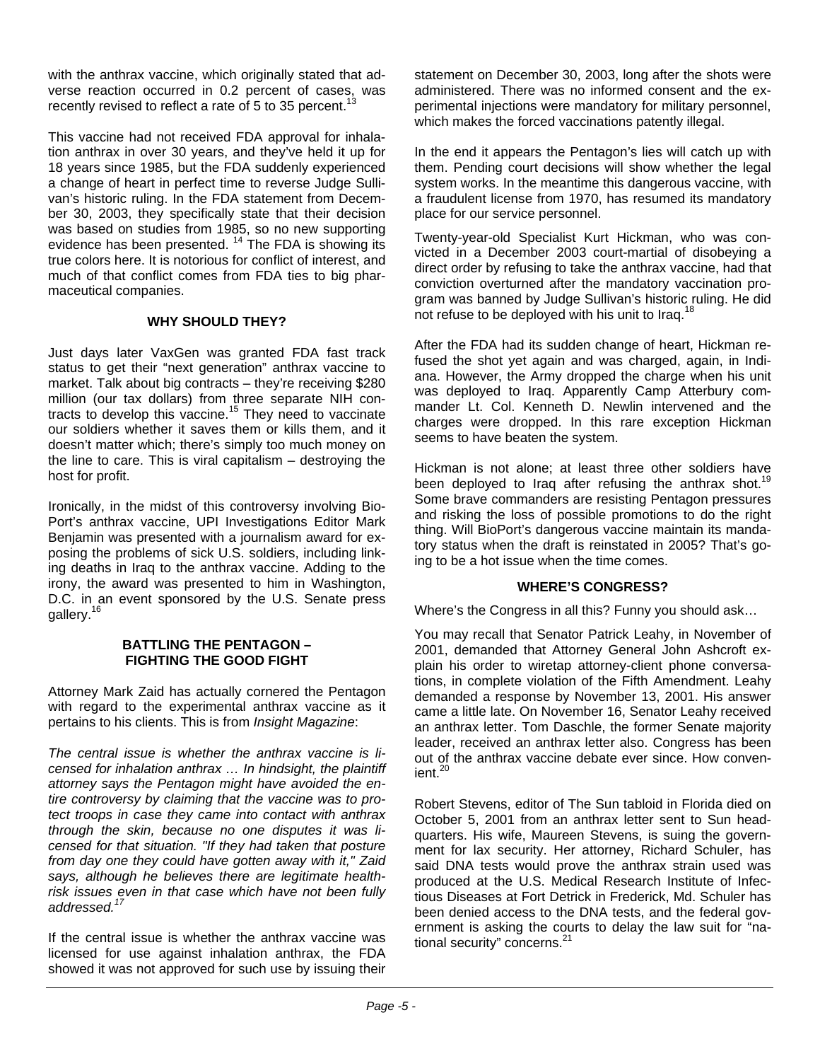with the anthrax vaccine, which originally stated that adverse reaction occurred in 0.2 percent of cases, was recently revised to reflect a rate of 5 to 35 percent.[13]

This vaccine had not received FDA approval for inhalation anthrax in over 30 years, and they've held it up for 18 years since 1985, but the FDA suddenly experienced a change of heart in perfect time to reverse Judge Sullivan's historic ruling. In the FDA statement from December 30, 2003, they specifically state that their decision was based on studies from 1985, so no new supporting evidence has been presented. [14] The FDA is showing its true colors here. It is notorious for conflict of interest, and much of that conflict comes from FDA ties to big pharmaceutical companies.

### WHY SHOULD THEY?

Just days later VaxGen was granted FDA fast track status to get their "next generation" anthrax vaccine to market. Talk about big contracts – they're receiving $280 million (our tax dollars) from three separate NIH contracts to develop this vaccine.[15] They need to vaccinate our soldiers whether it saves them or kills them, and it doesn't matter which; there's simply too much money on the line to care. This is viral capitalism – destroying the host for profit.

Ironically, in the midst of this controversy involving BioPort's anthrax vaccine, UPI Investigations Editor Mark Benjamin was presented with a journalism award for exposing the problems of sick U.S. soldiers, including linking deaths in Iraq to the anthrax vaccine. Adding to the irony, the award was presented to him in Washington, D.C. in an event sponsored by the U.S. Senate press gallery.[16]

### BATTLING THE PENTAGON – FIGHTING THE GOOD FIGHT

Attorney Mark Zaid has actually cornered the Pentagon with regard to the experimental anthrax vaccine as it pertains to his clients. This is from *Insight Magazine*:

*The central issue is whether the anthrax vaccine is licensed for inhalation anthrax … In hindsight, the plaintiff attorney says the Pentagon might have avoided the entire controversy by claiming that the vaccine was to protect troops in case they came into contact with anthrax through the skin, because no one disputes it was licensed for that situation. "If they had taken that posture from day one they could have gotten away with it," Zaid says, although he believes there are legitimate health-risk issues even in that case which have not been fully addressed.*[17]

If the central issue is whether the anthrax vaccine was licensed for use against inhalation anthrax, the FDA showed it was not approved for such use by issuing their statement on December 30, 2003, long after the shots were administered. There was no informed consent and the experimental injections were mandatory for military personnel, which makes the forced vaccinations patently illegal.

In the end it appears the Pentagon's lies will catch up with them. Pending court decisions will show whether the legal system works. In the meantime this dangerous vaccine, with a fraudulent license from 1970, has resumed its mandatory place for our service personnel.

Twenty-year-old Specialist Kurt Hickman, who was convicted in a December 2003 court-martial of disobeying a direct order by refusing to take the anthrax vaccine, had that conviction overturned after the mandatory vaccination program was banned by Judge Sullivan's historic ruling. He did not refuse to be deployed with his unit to Iraq.[18]

After the FDA had its sudden change of heart, Hickman refused the shot yet again and was charged, again, in Indiana. However, the Army dropped the charge when his unit was deployed to Iraq. Apparently Camp Atterbury commander Lt. Col. Kenneth D. Newlin intervened and the charges were dropped. In this rare exception Hickman seems to have beaten the system.

Hickman is not alone; at least three other soldiers have been deployed to Iraq after refusing the anthrax shot.[19] Some brave commanders are resisting Pentagon pressures and risking the loss of possible promotions to do the right thing. Will BioPort's dangerous vaccine maintain its mandatory status when the draft is reinstated in 2005? That's going to be a hot issue when the time comes.

### WHERE'S CONGRESS?

Where's the Congress in all this? Funny you should ask…

You may recall that Senator Patrick Leahy, in November of 2001, demanded that Attorney General John Ashcroft explain his order to wiretap attorney-client phone conversations, in complete violation of the Fifth Amendment. Leahy demanded a response by November 13, 2001. His answer came a little late. On November 16, Senator Leahy received an anthrax letter. Tom Daschle, the former Senate majority leader, received an anthrax letter also. Congress has been out of the anthrax vaccine debate ever since. How convenient.[20]

Robert Stevens, editor of The Sun tabloid in Florida died on October 5, 2001 from an anthrax letter sent to Sun headquarters. His wife, Maureen Stevens, is suing the government for lax security. Her attorney, Richard Schuler, has said DNA tests would prove the anthrax strain used was produced at the U.S. Medical Research Institute of Infectious Diseases at Fort Detrick in Frederick, Md. Schuler has been denied access to the DNA tests, and the federal government is asking the courts to delay the law suit for "national security" concerns.[21]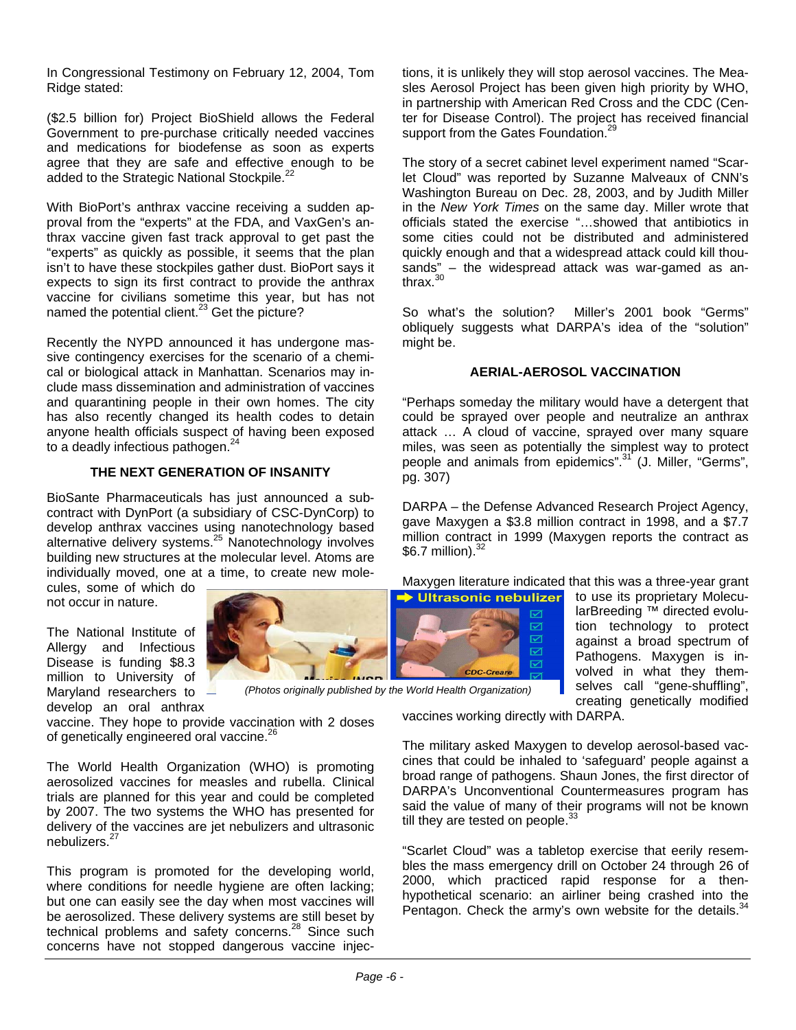In Congressional Testimony on February 12, 2004, Tom Ridge stated:

($2.5 billion for) Project BioShield allows the Federal Government to pre-purchase critically needed vaccines and medications for biodefense as soon as experts agree that they are safe and effective enough to be added to the Strategic National Stockpile.[22]

With BioPort's anthrax vaccine receiving a sudden approval from the "experts" at the FDA, and VaxGen's anthrax vaccine given fast track approval to get past the "experts" as quickly as possible, it seems that the plan isn't to have these stockpiles gather dust. BioPort says it expects to sign its first contract to provide the anthrax vaccine for civilians sometime this year, but has not named the potential client.[23] Get the picture?

Recently the NYPD announced it has undergone massive contingency exercises for the scenario of a chemical or biological attack in Manhattan. Scenarios may include mass dissemination and administration of vaccines and quarantining people in their own homes. The city has also recently changed its health codes to detain anyone health officials suspect of having been exposed to a deadly infectious pathogen.[24]

### THE NEXT GENERATION OF INSANITY

BioSante Pharmaceuticals has just announced a subcontract with DynPort (a subsidiary of CSC-DynCorp) to develop anthrax vaccines using nanotechnology based alternative delivery systems.[25] Nanotechnology involves building new structures at the molecular level. Atoms are individually moved, one at a time, to create new molecules, some of which do not occur in nature.

The National Institute of Allergy and Infectious Disease is funding $8.3 million to University of Maryland researchers to develop an oral anthrax vaccine. They hope to provide vaccination with 2 doses of genetically engineered oral vaccine.[26]

(Photos originally published by the World Health Organization)

The World Health Organization (WHO) is promoting aerosolized vaccines for measles and rubella. Clinical trials are planned for this year and could be completed by 2007. The two systems the WHO has presented for delivery of the vaccines are jet nebulizers and ultrasonic nebulizers.[27]

This program is promoted for the developing world, where conditions for needle hygiene are often lacking; but one can easily see the day when most vaccines will be aerosolized. These delivery systems are still beset by technical problems and safety concerns.[28] Since such concerns have not stopped dangerous vaccine injections, it is unlikely they will stop aerosol vaccines. The Measles Aerosol Project has been given high priority by WHO, in partnership with American Red Cross and the CDC (Center for Disease Control). The project has received financial support from the Gates Foundation.[29]

The story of a secret cabinet level experiment named "Scarlet Cloud" was reported by Suzanne Malveaux of CNN's Washington Bureau on Dec. 28, 2003, and by Judith Miller in the *New York Times* on the same day. Miller wrote that officials stated the exercise "…showed that antibiotics in some cities could not be distributed and administered quickly enough and that a widespread attack could kill thousands" – the widespread attack was war-gamed as anthrax.[30]

So what's the solution? Miller's 2001 book "Germs" obliquely suggests what DARPA's idea of the "solution" might be.

### AERIAL-AEROSOL VACCINATION

"Perhaps someday the military would have a detergent that could be sprayed over people and neutralize an anthrax attack … A cloud of vaccine, sprayed over many square miles, was seen as potentially the simplest way to protect people and animals from epidemics".[31] (J. Miller, "Germs", pg. 307)

DARPA – the Defense Advanced Research Project Agency, gave Maxygen a $3.8 million contract in 1998, and a $7.7 million contract in 1999 (Maxygen reports the contract as $6.7 million).[32]

Maxygen literature indicated that this was a three-year grant to use its proprietary MolecularBreeding ™ directed evolution technology to protect against a broad spectrum of Pathogens. Maxygen is involved in what they themselves call "gene-shuffling", creating genetically modified vaccines working directly with DARPA.

The military asked Maxygen to develop aerosol-based vaccines that could be inhaled to 'safeguard' people against a broad range of pathogens. Shaun Jones, the first director of DARPA's Unconventional Countermeasures program has said the value of many of their programs will not be known till they are tested on people.[33]

"Scarlet Cloud" was a tabletop exercise that eerily resembles the mass emergency drill on October 24 through 26 of 2000, which practiced rapid response for a then-hypothetical scenario: an airliner being crashed into the Pentagon. Check the army's own website for the details.[34]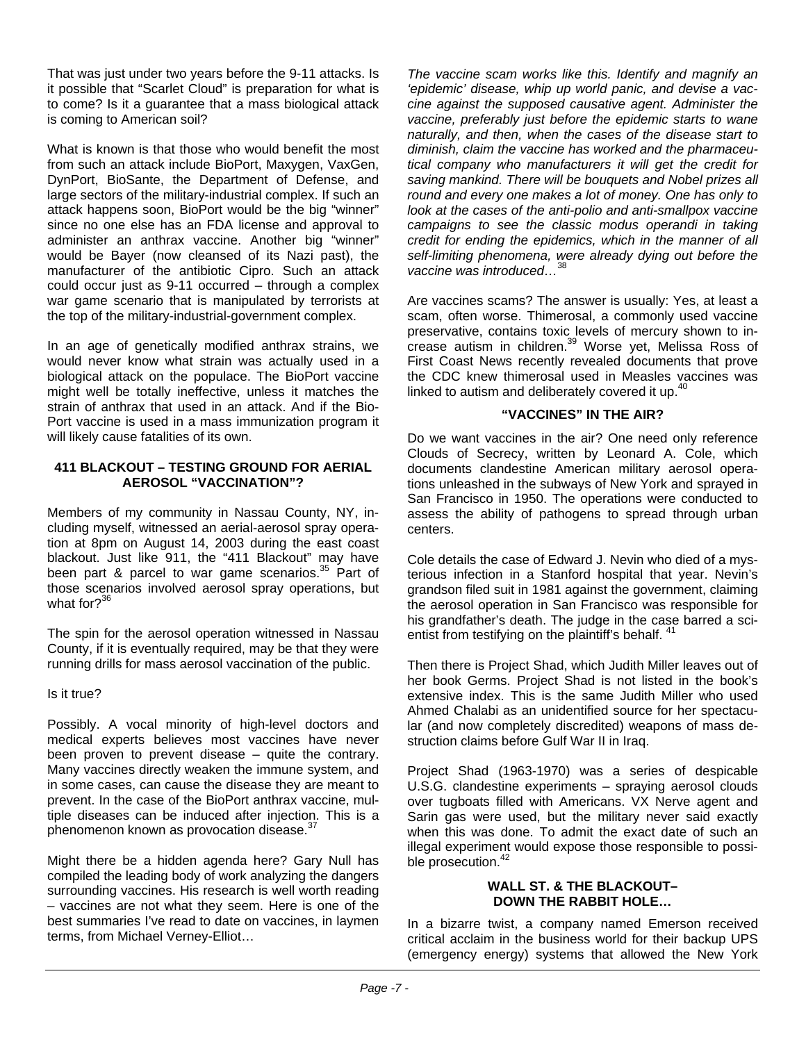That was just under two years before the 9-11 attacks. Is it possible that "Scarlet Cloud" is preparation for what is to come? Is it a guarantee that a mass biological attack is coming to American soil?

What is known is that those who would benefit the most from such an attack include BioPort, Maxygen, VaxGen, DynPort, BioSante, the Department of Defense, and large sectors of the military-industrial complex. If such an attack happens soon, BioPort would be the big "winner" since no one else has an FDA license and approval to administer an anthrax vaccine. Another big "winner" would be Bayer (now cleansed of its Nazi past), the manufacturer of the antibiotic Cipro. Such an attack could occur just as 9-11 occurred – through a complex war game scenario that is manipulated by terrorists at the top of the military-industrial-government complex.

In an age of genetically modified anthrax strains, we would never know what strain was actually used in a biological attack on the populace. The BioPort vaccine might well be totally ineffective, unless it matches the strain of anthrax that used in an attack. And if the Bio-Port vaccine is used in a mass immunization program it will likely cause fatalities of its own.

### 411 BLACKOUT – TESTING GROUND FOR AERIAL AEROSOL "VACCINATION"?

Members of my community in Nassau County, NY, including myself, witnessed an aerial-aerosol spray operation at 8pm on August 14, 2003 during the east coast blackout. Just like 911, the "411 Blackout" may have been part & parcel to war game scenarios.[35] Part of those scenarios involved aerosol spray operations, but what for?[36]

The spin for the aerosol operation witnessed in Nassau County, if it is eventually required, may be that they were running drills for mass aerosol vaccination of the public.

Is it true?

Possibly. A vocal minority of high-level doctors and medical experts believes most vaccines have never been proven to prevent disease – quite the contrary. Many vaccines directly weaken the immune system, and in some cases, can cause the disease they are meant to prevent. In the case of the BioPort anthrax vaccine, multiple diseases can be induced after injection. This is a phenomenon known as provocation disease.[37]

Might there be a hidden agenda here? Gary Null has compiled the leading body of work analyzing the dangers surrounding vaccines. His research is well worth reading – vaccines are not what they seem. Here is one of the best summaries I've read to date on vaccines, in laymen terms, from Michael Verney-Elliot…

*The vaccine scam works like this. Identify and magnify an 'epidemic' disease, whip up world panic, and devise a vaccine against the supposed causative agent. Administer the vaccine, preferably just before the epidemic starts to wane naturally, and then, when the cases of the disease start to diminish, claim the vaccine has worked and the pharmaceutical company who manufacturers it will get the credit for saving mankind. There will be bouquets and Nobel prizes all round and every one makes a lot of money. One has only to look at the cases of the anti-polio and anti-smallpox vaccine campaigns to see the classic modus operandi in taking credit for ending the epidemics, which in the manner of all self-limiting phenomena, were already dying out before the vaccine was introduced…*[38]

Are vaccines scams? The answer is usually: Yes, at least a scam, often worse. Thimerosal, a commonly used vaccine preservative, contains toxic levels of mercury shown to increase autism in children.[39] Worse yet, Melissa Ross of First Coast News recently revealed documents that prove the CDC knew thimerosal used in Measles vaccines was linked to autism and deliberately covered it up.[40]

### "VACCINES" IN THE AIR?

Do we want vaccines in the air? One need only reference Clouds of Secrecy, written by Leonard A. Cole, which documents clandestine American military aerosol operations unleashed in the subways of New York and sprayed in San Francisco in 1950. The operations were conducted to assess the ability of pathogens to spread through urban centers.

Cole details the case of Edward J. Nevin who died of a mysterious infection in a Stanford hospital that year. Nevin's grandson filed suit in 1981 against the government, claiming the aerosol operation in San Francisco was responsible for his grandfather's death. The judge in the case barred a scientist from testifying on the plaintiff's behalf. [41]

Then there is Project Shad, which Judith Miller leaves out of her book Germs. Project Shad is not listed in the book's extensive index. This is the same Judith Miller who used Ahmed Chalabi as an unidentified source for her spectacular (and now completely discredited) weapons of mass destruction claims before Gulf War II in Iraq.

Project Shad (1963-1970) was a series of despicable U.S.G. clandestine experiments – spraying aerosol clouds over tugboats filled with Americans. VX Nerve agent and Sarin gas were used, but the military never said exactly when this was done. To admit the exact date of such an illegal experiment would expose those responsible to possible prosecution.[42]

### WALL ST. & THE BLACKOUT– DOWN THE RABBIT HOLE…

In a bizarre twist, a company named Emerson received critical acclaim in the business world for their backup UPS (emergency energy) systems that allowed the New York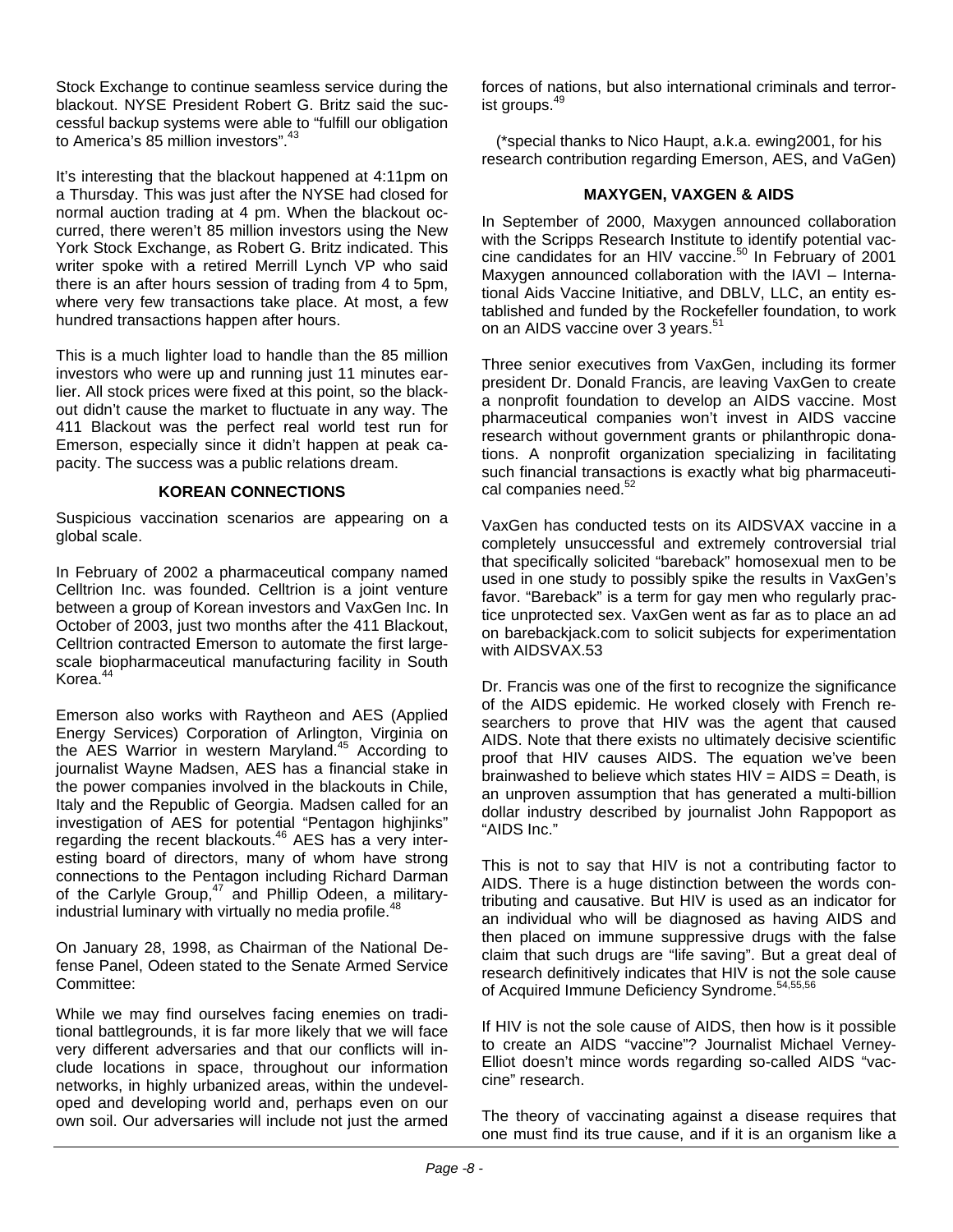Stock Exchange to continue seamless service during the blackout. NYSE President Robert G. Britz said the successful backup systems were able to "fulfill our obligation to America's 85 million investors".[43]

It's interesting that the blackout happened at 4:11pm on a Thursday. This was just after the NYSE had closed for normal auction trading at 4 pm. When the blackout occurred, there weren't 85 million investors using the New York Stock Exchange, as Robert G. Britz indicated. This writer spoke with a retired Merrill Lynch VP who said there is an after hours session of trading from 4 to 5pm, where very few transactions take place. At most, a few hundred transactions happen after hours.

This is a much lighter load to handle than the 85 million investors who were up and running just 11 minutes earlier. All stock prices were fixed at this point, so the blackout didn't cause the market to fluctuate in any way. The 411 Blackout was the perfect real world test run for Emerson, especially since it didn't happen at peak capacity. The success was a public relations dream.

### KOREAN CONNECTIONS

Suspicious vaccination scenarios are appearing on a global scale.

In February of 2002 a pharmaceutical company named Celltrion Inc. was founded. Celltrion is a joint venture between a group of Korean investors and VaxGen Inc. In October of 2003, just two months after the 411 Blackout, Celltrion contracted Emerson to automate the first large-scale biopharmaceutical manufacturing facility in South Korea.[44]

Emerson also works with Raytheon and AES (Applied Energy Services) Corporation of Arlington, Virginia on the AES Warrior in western Maryland.[45] According to journalist Wayne Madsen, AES has a financial stake in the power companies involved in the blackouts in Chile, Italy and the Republic of Georgia. Madsen called for an investigation of AES for potential "Pentagon highjinks" regarding the recent blackouts.[46] AES has a very interesting board of directors, many of whom have strong connections to the Pentagon including Richard Darman of the Carlyle Group,[47] and Phillip Odeen, a military-industrial luminary with virtually no media profile.[48]

On January 28, 1998, as Chairman of the National Defense Panel, Odeen stated to the Senate Armed Service Committee:

While we may find ourselves facing enemies on traditional battlegrounds, it is far more likely that we will face very different adversaries and that our conflicts will include locations in space, throughout our information networks, in highly urbanized areas, within the undeveloped and developing world and, perhaps even on our own soil. Our adversaries will include not just the armed forces of nations, but also international criminals and terrorist groups.[49]

(*special thanks to Nico Haupt, a.k.a. ewing2001, for his research contribution regarding Emerson, AES, and VaGen)

### MAXYGEN, VAXGEN & AIDS

In September of 2000, Maxygen announced collaboration with the Scripps Research Institute to identify potential vaccine candidates for an HIV vaccine.[50] In February of 2001 Maxygen announced collaboration with the IAVI – International Aids Vaccine Initiative, and DBLV, LLC, an entity established and funded by the Rockefeller foundation, to work on an AIDS vaccine over 3 years.[51]

Three senior executives from VaxGen, including its former president Dr. Donald Francis, are leaving VaxGen to create a nonprofit foundation to develop an AIDS vaccine. Most pharmaceutical companies won't invest in AIDS vaccine research without government grants or philanthropic donations. A nonprofit organization specializing in facilitating such financial transactions is exactly what big pharmaceutical companies need.[52]

VaxGen has conducted tests on its AIDSVAX vaccine in a completely unsuccessful and extremely controversial trial that specifically solicited "bareback" homosexual men to be used in one study to possibly spike the results in VaxGen's favor. "Bareback" is a term for gay men who regularly practice unprotected sex. VaxGen went as far as to place an ad on barebackjack.com to solicit subjects for experimentation with AIDSVAX.53

Dr. Francis was one of the first to recognize the significance of the AIDS epidemic. He worked closely with French researchers to prove that HIV was the agent that caused AIDS. Note that there exists no ultimately decisive scientific proof that HIV causes AIDS. The equation we've been brainwashed to believe which states HIV = AIDS = Death, is an unproven assumption that has generated a multi-billion dollar industry described by journalist John Rappoport as "AIDS Inc."

This is not to say that HIV is not a contributing factor to AIDS. There is a huge distinction between the words contributing and causative. But HIV is used as an indicator for an individual who will be diagnosed as having AIDS and then placed on immune suppressive drugs with the false claim that such drugs are "life saving". But a great deal of research definitively indicates that HIV is not the sole cause of Acquired Immune Deficiency Syndrome.[54,55,56]

If HIV is not the sole cause of AIDS, then how is it possible to create an AIDS "vaccine"? Journalist Michael Verney-Elliot doesn't mince words regarding so-called AIDS "vaccine" research.

The theory of vaccinating against a disease requires that one must find its true cause, and if it is an organism like a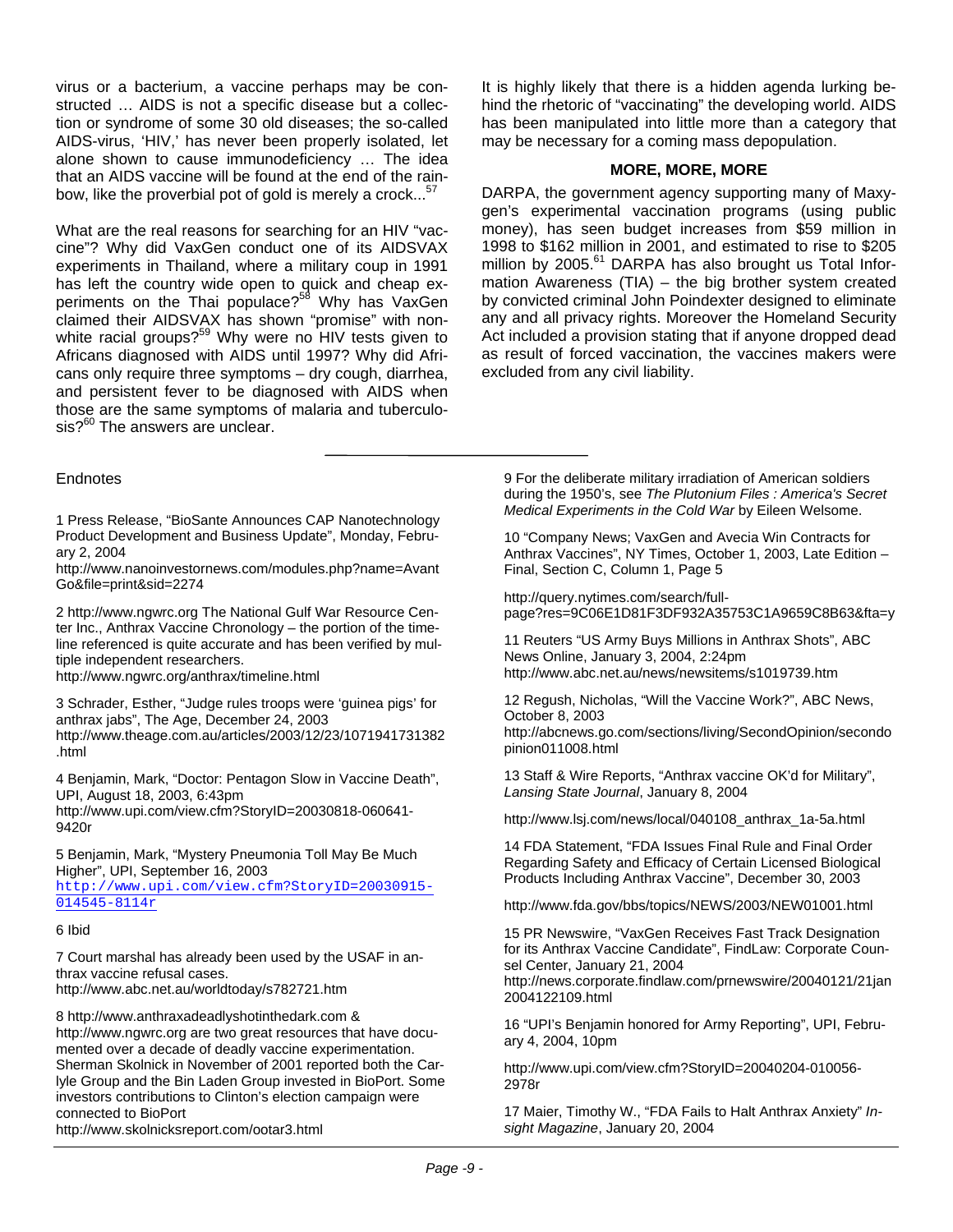virus or a bacterium, a vaccine perhaps may be constructed … AIDS is not a specific disease but a collection or syndrome of some 30 old diseases; the so-called AIDS-virus, 'HIV,' has never been properly isolated, let alone shown to cause immunodeficiency … The idea that an AIDS vaccine will be found at the end of the rainbow, like the proverbial pot of gold is merely a crock...[57]

What are the real reasons for searching for an HIV "vaccine"? Why did VaxGen conduct one of its AIDSVAX experiments in Thailand, where a military coup in 1991 has left the country wide open to quick and cheap experiments on the Thai populace?[58] Why has VaxGen claimed their AIDSVAX has shown "promise" with non-white racial groups?[59] Why were no HIV tests given to Africans diagnosed with AIDS until 1997? Why did Africans only require three symptoms – dry cough, diarrhea, and persistent fever to be diagnosed with AIDS when those are the same symptoms of malaria and tuberculosis?[60] The answers are unclear.

It is highly likely that there is a hidden agenda lurking behind the rhetoric of "vaccinating" the developing world. AIDS has been manipulated into little more than a category that may be necessary for a coming mass depopulation.

**MORE, MORE, MORE**

DARPA, the government agency supporting many of Maxygen's experimental vaccination programs (using public money), has seen budget increases from $59 million in 1998 to $162 million in 2001, and estimated to rise to $205 million by 2005.[61] DARPA has also brought us Total Information Awareness (TIA) – the big brother system created by convicted criminal John Poindexter designed to eliminate any and all privacy rights. Moreover the Homeland Security Act included a provision stating that if anyone dropped dead as result of forced vaccination, the vaccines makers were excluded from any civil liability.

---

Endnotes

1 Press Release, "BioSante Announces CAP Nanotechnology Product Development and Business Update", Monday, February 2, 2004
http://www.nanoinvestornews.com/modules.php?name=AvantGo&file=print&sid=2274

2 http://www.ngwrc.org The National Gulf War Resource Center Inc., Anthrax Vaccine Chronology – the portion of the timeline referenced is quite accurate and has been verified by multiple independent researchers.
http://www.ngwrc.org/anthrax/timeline.html

3 Schrader, Esther, "Judge rules troops were 'guinea pigs' for anthrax jabs", The Age, December 24, 2003
http://www.theage.com.au/articles/2003/12/23/1071941731382.html

4 Benjamin, Mark, "Doctor: Pentagon Slow in Vaccine Death", UPI, August 18, 2003, 6:43pm
http://www.upi.com/view.cfm?StoryID=20030818-060641-9420r

5 Benjamin, Mark, "Mystery Pneumonia Toll May Be Much Higher", UPI, September 16, 2003
http://www.upi.com/view.cfm?StoryID=20030915-014545-8114r

6 Ibid

7 Court marshal has already been used by the USAF in anthrax vaccine refusal cases.
http://www.abc.net.au/worldtoday/s782721.htm

8 http://www.anthraxadeadlyshotinthedark.com & http://www.ngwrc.org are two great resources that have documented over a decade of deadly vaccine experimentation. Sherman Skolnick in November of 2001 reported both the Carlyle Group and the Bin Laden Group invested in BioPort. Some investors contributions to Clinton's election campaign were connected to BioPort
http://www.skolnicksreport.com/ootar3.html

9 For the deliberate military irradiation of American soldiers during the 1950's, see *The Plutonium Files : America's Secret Medical Experiments in the Cold War* by Eileen Welsome.

10 "Company News; VaxGen and Avecia Win Contracts for Anthrax Vaccines", NY Times, October 1, 2003, Late Edition – Final, Section C, Column 1, Page 5

http://query.nytimes.com/search/full-page?res=9C06E1D81F3DF932A35753C1A9659C8B63&fta=y

11 Reuters "US Army Buys Millions in Anthrax Shots", ABC News Online, January 3, 2004, 2:24pm
http://www.abc.net.au/news/newsitems/s1019739.htm

12 Regush, Nicholas, "Will the Vaccine Work?", ABC News, October 8, 2003
http://abcnews.go.com/sections/living/SecondOpinion/secondopinion011008.html

13 Staff & Wire Reports, "Anthrax vaccine OK'd for Military", *Lansing State Journal*, January 8, 2004

http://www.lsj.com/news/local/040108_anthrax_1a-5a.html

14 FDA Statement, "FDA Issues Final Rule and Final Order Regarding Safety and Efficacy of Certain Licensed Biological Products Including Anthrax Vaccine", December 30, 2003

http://www.fda.gov/bbs/topics/NEWS/2003/NEW01001.html

15 PR Newswire, "VaxGen Receives Fast Track Designation for its Anthrax Vaccine Candidate", FindLaw: Corporate Counsel Center, January 21, 2004
http://news.corporate.findlaw.com/prnewswire/20040121/21jan2004122109.html

16 "UPI's Benjamin honored for Army Reporting", UPI, February 4, 2004, 10pm

http://www.upi.com/view.cfm?StoryID=20040204-010056-2978r

17 Maier, Timothy W., "FDA Fails to Halt Anthrax Anxiety" *Insight Magazine*, January 20, 2004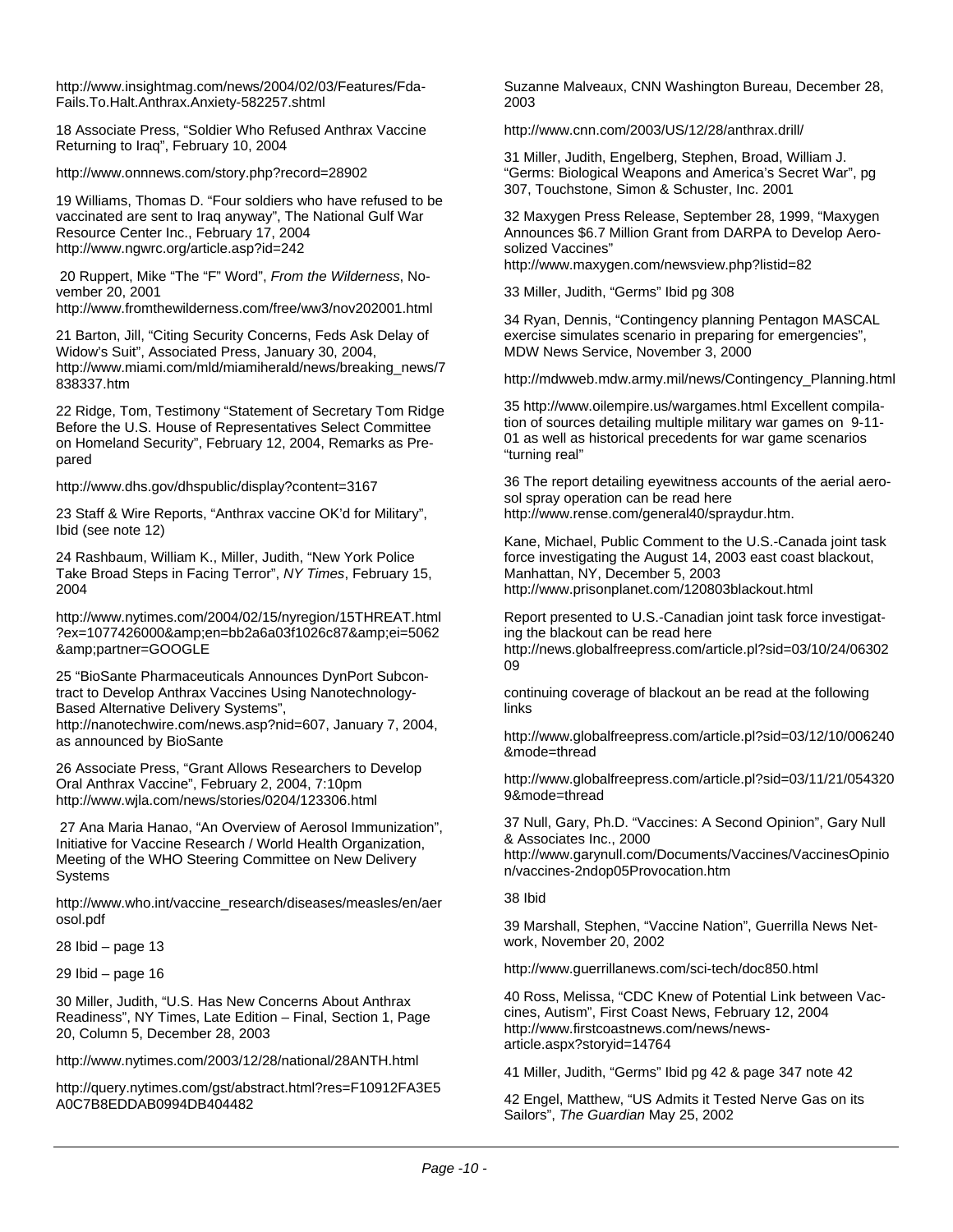http://www.insightmag.com/news/2004/02/03/Features/Fda-Fails.To.Halt.Anthrax.Anxiety-582257.shtml

18 Associate Press, "Soldier Who Refused Anthrax Vaccine Returning to Iraq", February 10, 2004

http://www.onnnews.com/story.php?record=28902

19 Williams, Thomas D. "Four soldiers who have refused to be vaccinated are sent to Iraq anyway", The National Gulf War Resource Center Inc., February 17, 2004 http://www.ngwrc.org/article.asp?id=242

20 Ruppert, Mike "The "F" Word", *From the Wilderness*, November 20, 2001 http://www.fromthewilderness.com/free/ww3/nov202001.html

21 Barton, Jill, "Citing Security Concerns, Feds Ask Delay of Widow's Suit", Associated Press, January 30, 2004, http://www.miami.com/mld/miamiherald/news/breaking_news/7838337.htm

22 Ridge, Tom, Testimony "Statement of Secretary Tom Ridge Before the U.S. House of Representatives Select Committee on Homeland Security", February 12, 2004, Remarks as Prepared

http://www.dhs.gov/dhspublic/display?content=3167

23 Staff & Wire Reports, "Anthrax vaccine OK'd for Military", Ibid (see note 12)

24 Rashbaum, William K., Miller, Judith, "New York Police Take Broad Steps in Facing Terror", *NY Times*, February 15, 2004

http://www.nytimes.com/2004/02/15/nyregion/15THREAT.html?ex=1077426000&amp;en=bb2a6a03f1026c87&amp;ei=5062&amp;partner=GOOGLE

25 "BioSante Pharmaceuticals Announces DynPort Subcontract to Develop Anthrax Vaccines Using Nanotechnology-Based Alternative Delivery Systems", http://nanotechwire.com/news.asp?nid=607, January 7, 2004, as announced by BioSante

26 Associate Press, "Grant Allows Researchers to Develop Oral Anthrax Vaccine", February 2, 2004, 7:10pm http://www.wjla.com/news/stories/0204/123306.html

27 Ana Maria Hanao, "An Overview of Aerosol Immunization", Initiative for Vaccine Research / World Health Organization, Meeting of the WHO Steering Committee on New Delivery Systems

http://www.who.int/vaccine_research/diseases/measles/en/aerosol.pdf

28 Ibid – page 13

29 Ibid – page 16

30 Miller, Judith, "U.S. Has New Concerns About Anthrax Readiness", NY Times, Late Edition – Final, Section 1, Page 20, Column 5, December 28, 2003

http://www.nytimes.com/2003/12/28/national/28ANTH.html

http://query.nytimes.com/gst/abstract.html?res=F10912FA3E5A0C7B8EDDAB0994DB404482

Suzanne Malveaux, CNN Washington Bureau, December 28, 2003

http://www.cnn.com/2003/US/12/28/anthrax.drill/

31 Miller, Judith, Engelberg, Stephen, Broad, William J. "Germs: Biological Weapons and America's Secret War", pg 307, Touchstone, Simon & Schuster, Inc. 2001

32 Maxygen Press Release, September 28, 1999, "Maxygen Announces $6.7 Million Grant from DARPA to Develop Aerosolized Vaccines" http://www.maxygen.com/newsview.php?listid=82

33 Miller, Judith, "Germs" Ibid pg 308

34 Ryan, Dennis, "Contingency planning Pentagon MASCAL exercise simulates scenario in preparing for emergencies", MDW News Service, November 3, 2000

http://mdwweb.mdw.army.mil/news/Contingency_Planning.html

35 http://www.oilempire.us/wargames.html Excellent compilation of sources detailing multiple military war games on 9-11-01 as well as historical precedents for war game scenarios "turning real"

36 The report detailing eyewitness accounts of the aerial aerosol spray operation can be read here http://www.rense.com/general40/spraydur.htm.

Kane, Michael, Public Comment to the U.S.-Canada joint task force investigating the August 14, 2003 east coast blackout, Manhattan, NY, December 5, 2003 http://www.prisonplanet.com/120803blackout.html

Report presented to U.S.-Canadian joint task force investigating the blackout can be read here http://news.globalfreepress.com/article.pl?sid=03/10/24/0630209

continuing coverage of blackout an be read at the following links

http://www.globalfreepress.com/article.pl?sid=03/12/10/006240&mode=thread

http://www.globalfreepress.com/article.pl?sid=03/11/21/0543209&mode=thread

37 Null, Gary, Ph.D. "Vaccines: A Second Opinion", Gary Null & Associates Inc., 2000 http://www.garynull.com/Documents/Vaccines/VaccinesOpinion/vaccines-2ndop05Provocation.htm

38 Ibid

39 Marshall, Stephen, "Vaccine Nation", Guerrilla News Network, November 20, 2002

http://www.guerrillanews.com/sci-tech/doc850.html

40 Ross, Melissa, "CDC Knew of Potential Link between Vaccines, Autism", First Coast News, February 12, 2004 http://www.firstcoastnews.com/news/news-article.aspx?storyid=14764

41 Miller, Judith, "Germs" Ibid pg 42 & page 347 note 42

42 Engel, Matthew, "US Admits it Tested Nerve Gas on its Sailors", *The Guardian* May 25, 2002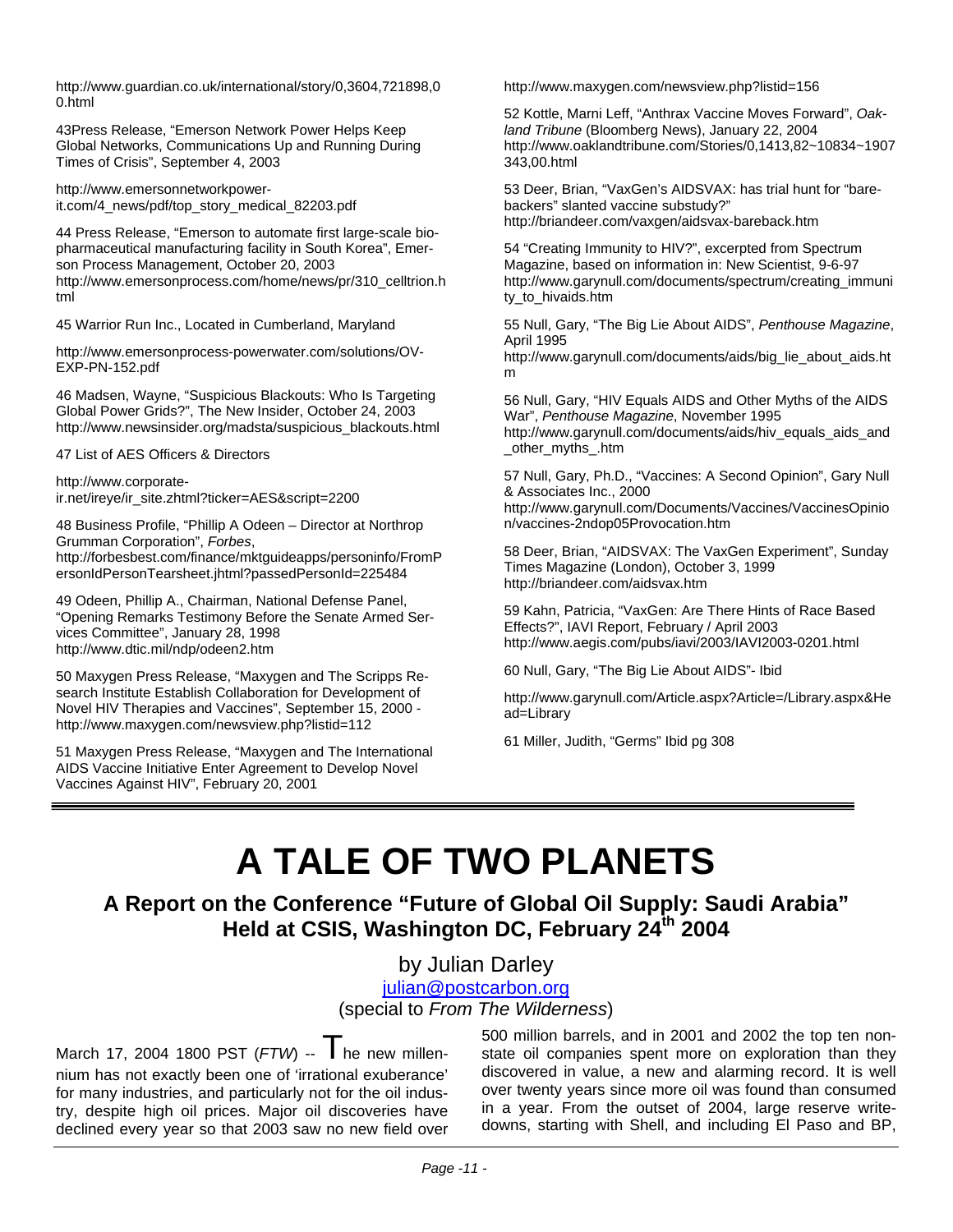http://www.guardian.co.uk/international/story/0,3604,721898,00.html

43Press Release, "Emerson Network Power Helps Keep Global Networks, Communications Up and Running During Times of Crisis", September 4, 2003

http://www.emersonnetworkpower-it.com/4_news/pdf/top_story_medical_82203.pdf

44 Press Release, "Emerson to automate first large-scale bio-pharmaceutical manufacturing facility in South Korea", Emerson Process Management, October 20, 2003 http://www.emersonprocess.com/home/news/pr/310_celltrion.html

45 Warrior Run Inc., Located in Cumberland, Maryland

http://www.emersonprocess-powerwater.com/solutions/OV-EXP-PN-152.pdf

46 Madsen, Wayne, "Suspicious Blackouts: Who Is Targeting Global Power Grids?", The New Insider, October 24, 2003 http://www.newsinsider.org/madsta/suspicious_blackouts.html

47 List of AES Officers & Directors

http://www.corporate-ir.net/ireye/ir_site.zhtml?ticker=AES&script=2200

48 Business Profile, "Phillip A Odeen – Director at Northrop Grumman Corporation", *Forbes*, http://forbesbest.com/finance/mktguideapps/personinfo/FromPersonIdPersonTearsheet.jhtml?passedPersonId=225484

49 Odeen, Phillip A., Chairman, National Defense Panel, "Opening Remarks Testimony Before the Senate Armed Services Committee", January 28, 1998 http://www.dtic.mil/ndp/odeen2.htm

50 Maxygen Press Release, "Maxygen and The Scripps Research Institute Establish Collaboration for Development of Novel HIV Therapies and Vaccines", September 15, 2000 - http://www.maxygen.com/newsview.php?listid=112

51 Maxygen Press Release, "Maxygen and The International AIDS Vaccine Initiative Enter Agreement to Develop Novel Vaccines Against HIV", February 20, 2001

http://www.maxygen.com/newsview.php?listid=156

52 Kottle, Marni Leff, "Anthrax Vaccine Moves Forward", *Oakland Tribune* (Bloomberg News), January 22, 2004 http://www.oaklandtribune.com/Stories/0,1413,82~10834~1907343,00.html

53 Deer, Brian, "VaxGen's AIDSVAX: has trial hunt for "barebackers" slanted vaccine substudy?" http://briandeer.com/vaxgen/aidsvax-bareback.htm

54 "Creating Immunity to HIV?", excerpted from Spectrum Magazine, based on information in: New Scientist, 9-6-97 http://www.garynull.com/documents/spectrum/creating_immunity_to_hivaids.htm

55 Null, Gary, "The Big Lie About AIDS", *Penthouse Magazine*, April 1995 http://www.garynull.com/documents/aids/big_lie_about_aids.htm

56 Null, Gary, "HIV Equals AIDS and Other Myths of the AIDS War", *Penthouse Magazine*, November 1995 http://www.garynull.com/documents/aids/hiv_equals_aids_and_other_myths_.htm

57 Null, Gary, Ph.D., "Vaccines: A Second Opinion", Gary Null & Associates Inc., 2000 http://www.garynull.com/Documents/Vaccines/VaccinesOpinion/vaccines-2ndop05Provocation.htm

58 Deer, Brian, "AIDSVAX: The VaxGen Experiment", Sunday Times Magazine (London), October 3, 1999 http://briandeer.com/aidsvax.htm

59 Kahn, Patricia, "VaxGen: Are There Hints of Race Based Effects?", IAVI Report, February / April 2003 http://www.aegis.com/pubs/iavi/2003/IAVI2003-0201.html

60 Null, Gary, "The Big Lie About AIDS"- Ibid

http://www.garynull.com/Article.aspx?Article=/Library.aspx&Head=Library

61 Miller, Judith, "Germs" Ibid pg 308

---

# A TALE OF TWO PLANETS

## A Report on the Conference "Future of Global Oil Supply: Saudi Arabia" Held at CSIS, Washington DC, February 24th 2004

by Julian Darley

julian@postcarbon.org

(special to *From The Wilderness*)

March 17, 2004 1800 PST (*FTW*) -- The new millennium has not exactly been one of 'irrational exuberance' for many industries, and particularly not for the oil industry, despite high oil prices. Major oil discoveries have declined every year so that 2003 saw no new field over 500 million barrels, and in 2001 and 2002 the top ten non-state oil companies spent more on exploration than they discovered in value, a new and alarming record. It is well over twenty years since more oil was found than consumed in a year. From the outset of 2004, large reserve write-downs, starting with Shell, and including El Paso and BP,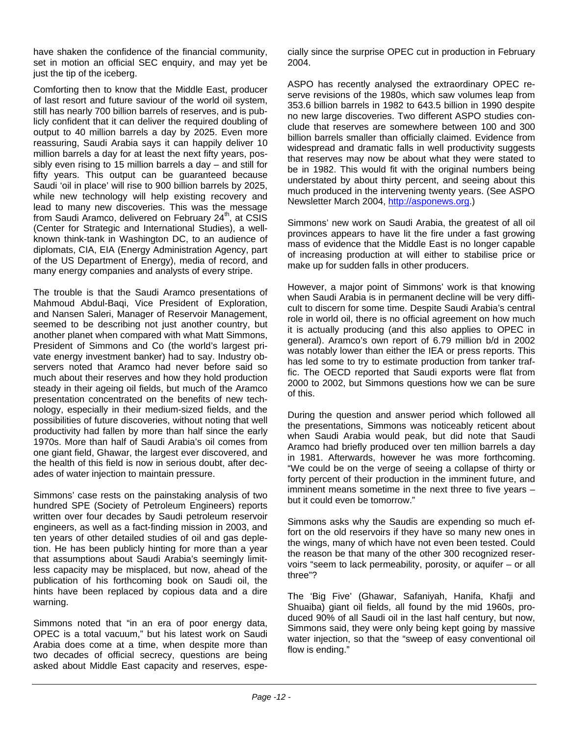have shaken the confidence of the financial community, set in motion an official SEC enquiry, and may yet be just the tip of the iceberg.

Comforting then to know that the Middle East, producer of last resort and future saviour of the world oil system, still has nearly 700 billion barrels of reserves, and is publicly confident that it can deliver the required doubling of output to 40 million barrels a day by 2025. Even more reassuring, Saudi Arabia says it can happily deliver 10 million barrels a day for at least the next fifty years, possibly even rising to 15 million barrels a day – and still for fifty years. This output can be guaranteed because Saudi 'oil in place' will rise to 900 billion barrels by 2025, while new technology will help existing recovery and lead to many new discoveries. This was the message from Saudi Aramco, delivered on February 24th, at CSIS (Center for Strategic and International Studies), a well-known think-tank in Washington DC, to an audience of diplomats, CIA, EIA (Energy Administration Agency, part of the US Department of Energy), media of record, and many energy companies and analysts of every stripe.

The trouble is that the Saudi Aramco presentations of Mahmoud Abdul-Baqi, Vice President of Exploration, and Nansen Saleri, Manager of Reservoir Management, seemed to be describing not just another country, but another planet when compared with what Matt Simmons, President of Simmons and Co (the world's largest private energy investment banker) had to say. Industry observers noted that Aramco had never before said so much about their reserves and how they hold production steady in their ageing oil fields, but much of the Aramco presentation concentrated on the benefits of new technology, especially in their medium-sized fields, and the possibilities of future discoveries, without noting that well productivity had fallen by more than half since the early 1970s. More than half of Saudi Arabia's oil comes from one giant field, Ghawar, the largest ever discovered, and the health of this field is now in serious doubt, after decades of water injection to maintain pressure.

Simmons' case rests on the painstaking analysis of two hundred SPE (Society of Petroleum Engineers) reports written over four decades by Saudi petroleum reservoir engineers, as well as a fact-finding mission in 2003, and ten years of other detailed studies of oil and gas depletion. He has been publicly hinting for more than a year that assumptions about Saudi Arabia's seemingly limitless capacity may be misplaced, but now, ahead of the publication of his forthcoming book on Saudi oil, the hints have been replaced by copious data and a dire warning.

Simmons noted that "in an era of poor energy data, OPEC is a total vacuum," but his latest work on Saudi Arabia does come at a time, when despite more than two decades of official secrecy, questions are being asked about Middle East capacity and reserves, especially since the surprise OPEC cut in production in February 2004.

ASPO has recently analysed the extraordinary OPEC reserve revisions of the 1980s, which saw volumes leap from 353.6 billion barrels in 1982 to 643.5 billion in 1990 despite no new large discoveries. Two different ASPO studies conclude that reserves are somewhere between 100 and 300 billion barrels smaller than officially claimed. Evidence from widespread and dramatic falls in well productivity suggests that reserves may now be about what they were stated to be in 1982. This would fit with the original numbers being understated by about thirty percent, and seeing about this much produced in the intervening twenty years. (See ASPO Newsletter March 2004, http://asponews.org.)

Simmons' new work on Saudi Arabia, the greatest of all oil provinces appears to have lit the fire under a fast growing mass of evidence that the Middle East is no longer capable of increasing production at will either to stabilise price or make up for sudden falls in other producers.

However, a major point of Simmons' work is that knowing when Saudi Arabia is in permanent decline will be very difficult to discern for some time. Despite Saudi Arabia's central role in world oil, there is no official agreement on how much it is actually producing (and this also applies to OPEC in general). Aramco's own report of 6.79 million b/d in 2002 was notably lower than either the IEA or press reports. This has led some to try to estimate production from tanker traffic. The OECD reported that Saudi exports were flat from 2000 to 2002, but Simmons questions how we can be sure of this.

During the question and answer period which followed all the presentations, Simmons was noticeably reticent about when Saudi Arabia would peak, but did note that Saudi Aramco had briefly produced over ten million barrels a day in 1981. Afterwards, however he was more forthcoming. "We could be on the verge of seeing a collapse of thirty or forty percent of their production in the imminent future, and imminent means sometime in the next three to five years – but it could even be tomorrow."

Simmons asks why the Saudis are expending so much effort on the old reservoirs if they have so many new ones in the wings, many of which have not even been tested. Could the reason be that many of the other 300 recognized reservoirs "seem to lack permeability, porosity, or aquifer – or all three"?

The 'Big Five' (Ghawar, Safaniyah, Hanifa, Khafji and Shuaiba) giant oil fields, all found by the mid 1960s, produced 90% of all Saudi oil in the last half century, but now, Simmons said, they were only being kept going by massive water injection, so that the "sweep of easy conventional oil flow is ending."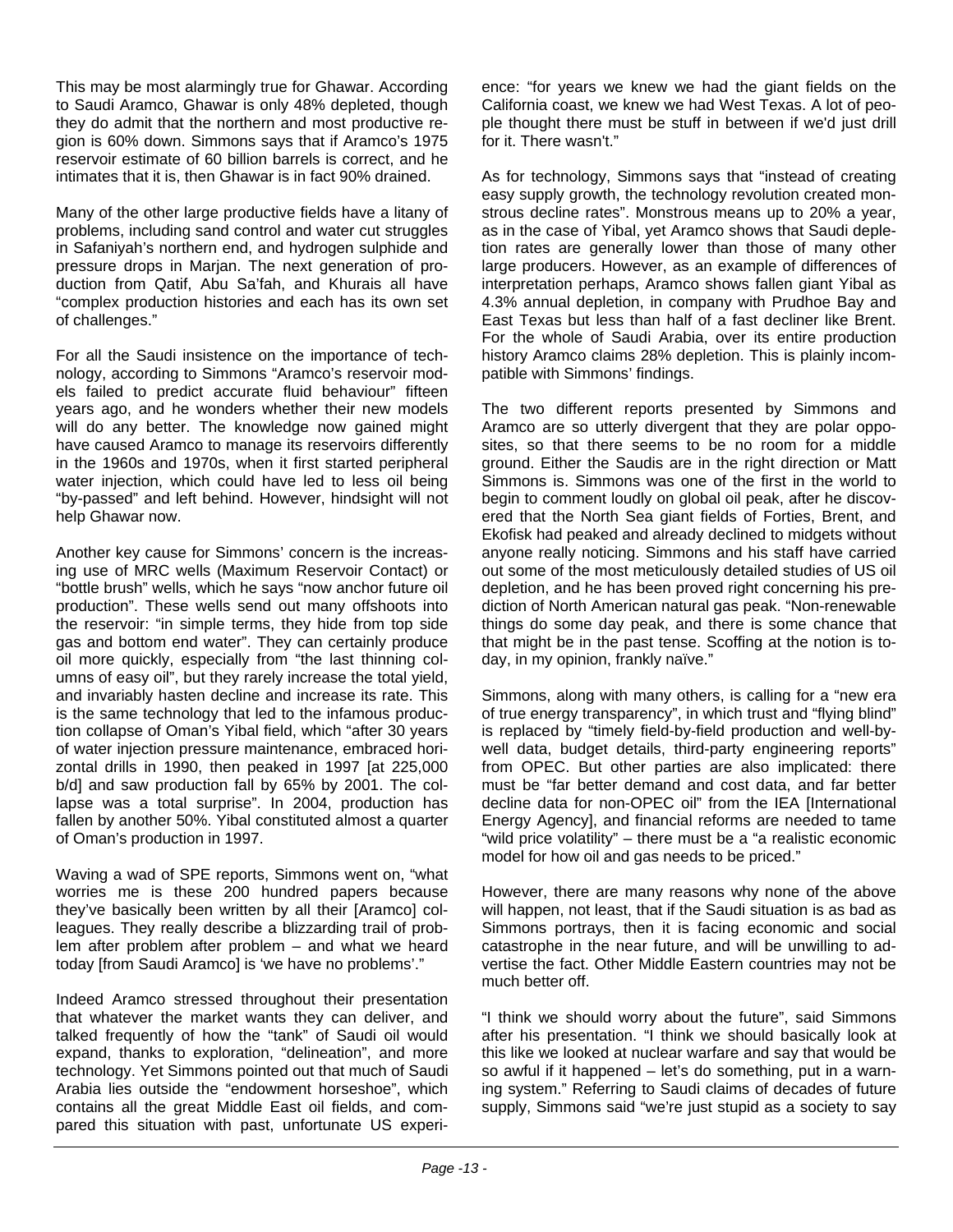This may be most alarmingly true for Ghawar. According to Saudi Aramco, Ghawar is only 48% depleted, though they do admit that the northern and most productive region is 60% down. Simmons says that if Aramco's 1975 reservoir estimate of 60 billion barrels is correct, and he intimates that it is, then Ghawar is in fact 90% drained.

Many of the other large productive fields have a litany of problems, including sand control and water cut struggles in Safaniyah's northern end, and hydrogen sulphide and pressure drops in Marjan. The next generation of production from Qatif, Abu Sa'fah, and Khurais all have "complex production histories and each has its own set of challenges."

For all the Saudi insistence on the importance of technology, according to Simmons "Aramco's reservoir models failed to predict accurate fluid behaviour" fifteen years ago, and he wonders whether their new models will do any better. The knowledge now gained might have caused Aramco to manage its reservoirs differently in the 1960s and 1970s, when it first started peripheral water injection, which could have led to less oil being "by-passed" and left behind. However, hindsight will not help Ghawar now.

Another key cause for Simmons' concern is the increasing use of MRC wells (Maximum Reservoir Contact) or "bottle brush" wells, which he says "now anchor future oil production". These wells send out many offshoots into the reservoir: "in simple terms, they hide from top side gas and bottom end water". They can certainly produce oil more quickly, especially from "the last thinning columns of easy oil", but they rarely increase the total yield, and invariably hasten decline and increase its rate. This is the same technology that led to the infamous production collapse of Oman's Yibal field, which "after 30 years of water injection pressure maintenance, embraced horizontal drills in 1990, then peaked in 1997 [at 225,000 b/d] and saw production fall by 65% by 2001. The collapse was a total surprise". In 2004, production has fallen by another 50%. Yibal constituted almost a quarter of Oman's production in 1997.

Waving a wad of SPE reports, Simmons went on, "what worries me is these 200 hundred papers because they've basically been written by all their [Aramco] colleagues. They really describe a blizzarding trail of problem after problem after problem – and what we heard today [from Saudi Aramco] is 'we have no problems'."

Indeed Aramco stressed throughout their presentation that whatever the market wants they can deliver, and talked frequently of how the "tank" of Saudi oil would expand, thanks to exploration, "delineation", and more technology. Yet Simmons pointed out that much of Saudi Arabia lies outside the "endowment horseshoe", which contains all the great Middle East oil fields, and compared this situation with past, unfortunate US experience: "for years we knew we had the giant fields on the California coast, we knew we had West Texas. A lot of people thought there must be stuff in between if we'd just drill for it. There wasn't."

As for technology, Simmons says that "instead of creating easy supply growth, the technology revolution created monstrous decline rates". Monstrous means up to 20% a year, as in the case of Yibal, yet Aramco shows that Saudi depletion rates are generally lower than those of many other large producers. However, as an example of differences of interpretation perhaps, Aramco shows fallen giant Yibal as 4.3% annual depletion, in company with Prudhoe Bay and East Texas but less than half of a fast decliner like Brent. For the whole of Saudi Arabia, over its entire production history Aramco claims 28% depletion. This is plainly incompatible with Simmons' findings.

The two different reports presented by Simmons and Aramco are so utterly divergent that they are polar opposites, so that there seems to be no room for a middle ground. Either the Saudis are in the right direction or Matt Simmons is. Simmons was one of the first in the world to begin to comment loudly on global oil peak, after he discovered that the North Sea giant fields of Forties, Brent, and Ekofisk had peaked and already declined to midgets without anyone really noticing. Simmons and his staff have carried out some of the most meticulously detailed studies of US oil depletion, and he has been proved right concerning his prediction of North American natural gas peak. "Non-renewable things do some day peak, and there is some chance that that might be in the past tense. Scoffing at the notion is today, in my opinion, frankly naïve."

Simmons, along with many others, is calling for a "new era of true energy transparency", in which trust and "flying blind" is replaced by "timely field-by-field production and well-by-well data, budget details, third-party engineering reports" from OPEC. But other parties are also implicated: there must be "far better demand and cost data, and far better decline data for non-OPEC oil" from the IEA [International Energy Agency], and financial reforms are needed to tame "wild price volatility" – there must be a "a realistic economic model for how oil and gas needs to be priced."

However, there are many reasons why none of the above will happen, not least, that if the Saudi situation is as bad as Simmons portrays, then it is facing economic and social catastrophe in the near future, and will be unwilling to advertise the fact. Other Middle Eastern countries may not be much better off.

"I think we should worry about the future", said Simmons after his presentation. "I think we should basically look at this like we looked at nuclear warfare and say that would be so awful if it happened – let's do something, put in a warning system." Referring to Saudi claims of decades of future supply, Simmons said "we're just stupid as a society to say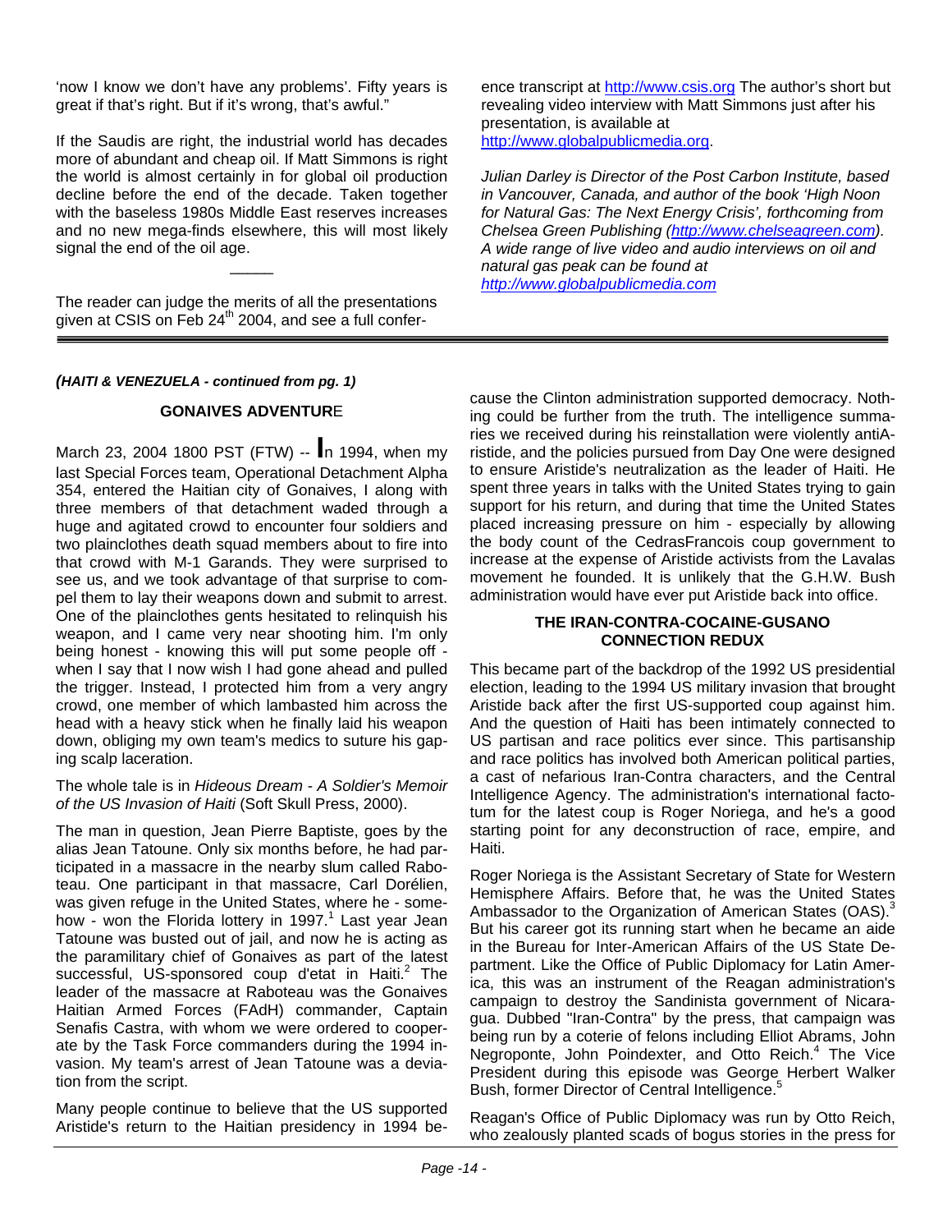'now I know we don't have any problems'. Fifty years is great if that's right. But if it's wrong, that's awful."

If the Saudis are right, the industrial world has decades more of abundant and cheap oil. If Matt Simmons is right the world is almost certainly in for global oil production decline before the end of the decade. Taken together with the baseless 1980s Middle East reserves increases and no new mega-finds elsewhere, this will most likely signal the end of the oil age.

_____

The reader can judge the merits of all the presentations given at CSIS on Feb 24th 2004, and see a full conference transcript at http://www.csis.org The author's short but revealing video interview with Matt Simmons just after his presentation, is available at http://www.globalpublicmedia.org.

*Julian Darley is Director of the Post Carbon Institute, based in Vancouver, Canada, and author of the book 'High Noon for Natural Gas: The Next Energy Crisis', forthcoming from Chelsea Green Publishing (http://www.chelseagreen.com). A wide range of live video and audio interviews on oil and natural gas peak can be found at http://www.globalpublicmedia.com*

***(HAITI & VENEZUELA - continued from pg. 1)***

**GONAIVES ADVENTURE**

March 23, 2004 1800 PST (FTW) -- In 1994, when my last Special Forces team, Operational Detachment Alpha 354, entered the Haitian city of Gonaives, I along with three members of that detachment waded through a huge and agitated crowd to encounter four soldiers and two plainclothes death squad members about to fire into that crowd with M-1 Garands. They were surprised to see us, and we took advantage of that surprise to compel them to lay their weapons down and submit to arrest. One of the plainclothes gents hesitated to relinquish his weapon, and I came very near shooting him. I'm only being honest - knowing this will put some people off - when I say that I now wish I had gone ahead and pulled the trigger. Instead, I protected him from a very angry crowd, one member of which lambasted him across the head with a heavy stick when he finally laid his weapon down, obliging my own team's medics to suture his gaping scalp laceration.

The whole tale is in *Hideous Dream - A Soldier's Memoir of the US Invasion of Haiti* (Soft Skull Press, 2000).

The man in question, Jean Pierre Baptiste, goes by the alias Jean Tatoune. Only six months before, he had participated in a massacre in the nearby slum called Raboteau. One participant in that massacre, Carl Dorélien, was given refuge in the United States, where he - somehow - won the Florida lottery in 1997.[1] Last year Jean Tatoune was busted out of jail, and now he is acting as the paramilitary chief of Gonaives as part of the latest successful, US-sponsored coup d'etat in Haiti.[2] The leader of the massacre at Raboteau was the Gonaives Haitian Armed Forces (FAdH) commander, Captain Senafis Castra, with whom we were ordered to cooperate by the Task Force commanders during the 1994 invasion. My team's arrest of Jean Tatoune was a deviation from the script.

Many people continue to believe that the US supported Aristide's return to the Haitian presidency in 1994 because the Clinton administration supported democracy. Nothing could be further from the truth. The intelligence summaries we received during his reinstallation were violently antiAristide, and the policies pursued from Day One were designed to ensure Aristide's neutralization as the leader of Haiti. He spent three years in talks with the United States trying to gain support for his return, and during that time the United States placed increasing pressure on him - especially by allowing the body count of the CedrasFrancois coup government to increase at the expense of Aristide activists from the Lavalas movement he founded. It is unlikely that the G.H.W. Bush administration would have ever put Aristide back into office.

**THE IRAN-CONTRA-COCAINE-GUSANO CONNECTION REDUX**

This became part of the backdrop of the 1992 US presidential election, leading to the 1994 US military invasion that brought Aristide back after the first US-supported coup against him. And the question of Haiti has been intimately connected to US partisan and race politics ever since. This partisanship and race politics has involved both American political parties, a cast of nefarious Iran-Contra characters, and the Central Intelligence Agency. The administration's international factotum for the latest coup is Roger Noriega, and he's a good starting point for any deconstruction of race, empire, and Haiti.

Roger Noriega is the Assistant Secretary of State for Western Hemisphere Affairs. Before that, he was the United States Ambassador to the Organization of American States (OAS).[3] But his career got its running start when he became an aide in the Bureau for Inter-American Affairs of the US State Department. Like the Office of Public Diplomacy for Latin America, this was an instrument of the Reagan administration's campaign to destroy the Sandinista government of Nicaragua. Dubbed "Iran-Contra" by the press, that campaign was being run by a coterie of felons including Elliot Abrams, John Negroponte, John Poindexter, and Otto Reich.[4] The Vice President during this episode was George Herbert Walker Bush, former Director of Central Intelligence.[5]

Reagan's Office of Public Diplomacy was run by Otto Reich, who zealously planted scads of bogus stories in the press for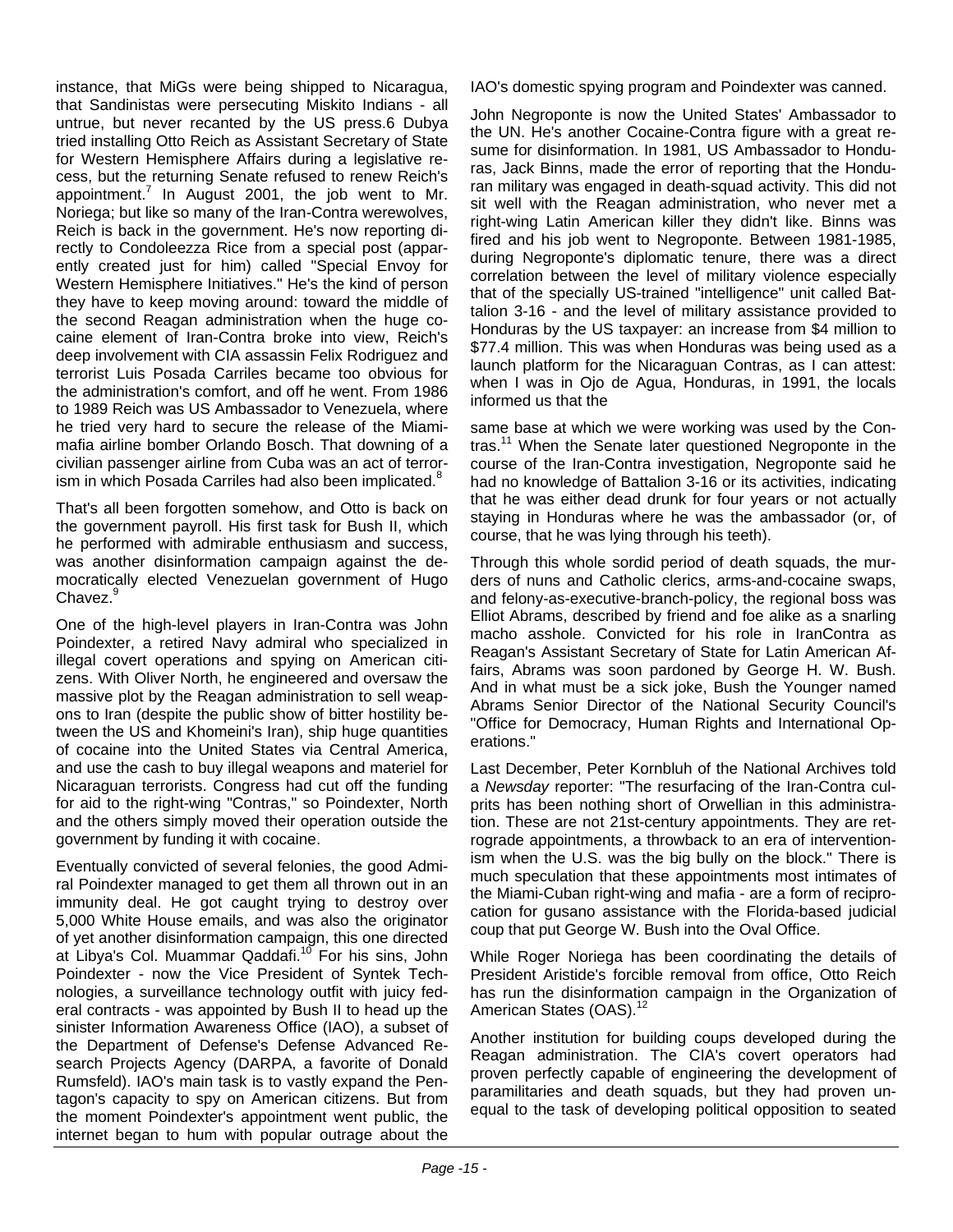instance, that MiGs were being shipped to Nicaragua, that Sandinistas were persecuting Miskito Indians - all untrue, but never recanted by the US press.6 Dubya tried installing Otto Reich as Assistant Secretary of State for Western Hemisphere Affairs during a legislative recess, but the returning Senate refused to renew Reich's appointment.[7] In August 2001, the job went to Mr. Noriega; but like so many of the Iran-Contra werewolves, Reich is back in the government. He's now reporting directly to Condoleezza Rice from a special post (apparently created just for him) called "Special Envoy for Western Hemisphere Initiatives." He's the kind of person they have to keep moving around: toward the middle of the second Reagan administration when the huge cocaine element of Iran-Contra broke into view, Reich's deep involvement with CIA assassin Felix Rodriguez and terrorist Luis Posada Carriles became too obvious for the administration's comfort, and off he went. From 1986 to 1989 Reich was US Ambassador to Venezuela, where he tried very hard to secure the release of the Miami-mafia airline bomber Orlando Bosch. That downing of a civilian passenger airline from Cuba was an act of terrorism in which Posada Carriles had also been implicated.[8]

That's all been forgotten somehow, and Otto is back on the government payroll. His first task for Bush II, which he performed with admirable enthusiasm and success, was another disinformation campaign against the democratically elected Venezuelan government of Hugo Chavez.[9]

One of the high-level players in Iran-Contra was John Poindexter, a retired Navy admiral who specialized in illegal covert operations and spying on American citizens. With Oliver North, he engineered and oversaw the massive plot by the Reagan administration to sell weapons to Iran (despite the public show of bitter hostility between the US and Khomeini's Iran), ship huge quantities of cocaine into the United States via Central America, and use the cash to buy illegal weapons and materiel for Nicaraguan terrorists. Congress had cut off the funding for aid to the right-wing "Contras," so Poindexter, North and the others simply moved their operation outside the government by funding it with cocaine.

Eventually convicted of several felonies, the good Admiral Poindexter managed to get them all thrown out in an immunity deal. He got caught trying to destroy over 5,000 White House emails, and was also the originator of yet another disinformation campaign, this one directed at Libya's Col. Muammar Qaddafi.[10] For his sins, John Poindexter - now the Vice President of Syntek Technologies, a surveillance technology outfit with juicy federal contracts - was appointed by Bush II to head up the sinister Information Awareness Office (IAO), a subset of the Department of Defense's Defense Advanced Research Projects Agency (DARPA, a favorite of Donald Rumsfeld). IAO's main task is to vastly expand the Pentagon's capacity to spy on American citizens. But from the moment Poindexter's appointment went public, the internet began to hum with popular outrage about the IAO's domestic spying program and Poindexter was canned.

John Negroponte is now the United States' Ambassador to the UN. He's another Cocaine-Contra figure with a great resume for disinformation. In 1981, US Ambassador to Honduras, Jack Binns, made the error of reporting that the Honduran military was engaged in death-squad activity. This did not sit well with the Reagan administration, who never met a right-wing Latin American killer they didn't like. Binns was fired and his job went to Negroponte. Between 1981-1985, during Negroponte's diplomatic tenure, there was a direct correlation between the level of military violence especially that of the specially US-trained "intelligence" unit called Battalion 3-16 - and the level of military assistance provided to Honduras by the US taxpayer: an increase from \$4 million to \$77.4 million. This was when Honduras was being used as a launch platform for the Nicaraguan Contras, as I can attest: when I was in Ojo de Agua, Honduras, in 1991, the locals informed us that the same base at which we were working was used by the Contras.[11] When the Senate later questioned Negroponte in the course of the Iran-Contra investigation, Negroponte said he had no knowledge of Battalion 3-16 or its activities, indicating that he was either dead drunk for four years or not actually staying in Honduras where he was the ambassador (or, of course, that he was lying through his teeth).

Through this whole sordid period of death squads, the murders of nuns and Catholic clerics, arms-and-cocaine swaps, and felony-as-executive-branch-policy, the regional boss was Elliot Abrams, described by friend and foe alike as a snarling macho asshole. Convicted for his role in IranContra as Reagan's Assistant Secretary of State for Latin American Affairs, Abrams was soon pardoned by George H. W. Bush. And in what must be a sick joke, Bush the Younger named Abrams Senior Director of the National Security Council's "Office for Democracy, Human Rights and International Operations."

Last December, Peter Kornbluh of the National Archives told a *Newsday* reporter: "The resurfacing of the Iran-Contra culprits has been nothing short of Orwellian in this administration. These are not 21st-century appointments. They are retrograde appointments, a throwback to an era of interventionism when the U.S. was the big bully on the block." There is much speculation that these appointments most intimates of the Miami-Cuban right-wing and mafia - are a form of reciprocation for gusano assistance with the Florida-based judicial coup that put George W. Bush into the Oval Office.

While Roger Noriega has been coordinating the details of President Aristide's forcible removal from office, Otto Reich has run the disinformation campaign in the Organization of American States (OAS).[12]

Another institution for building coups developed during the Reagan administration. The CIA's covert operators had proven perfectly capable of engineering the development of paramilitaries and death squads, but they had proven unequal to the task of developing political opposition to seated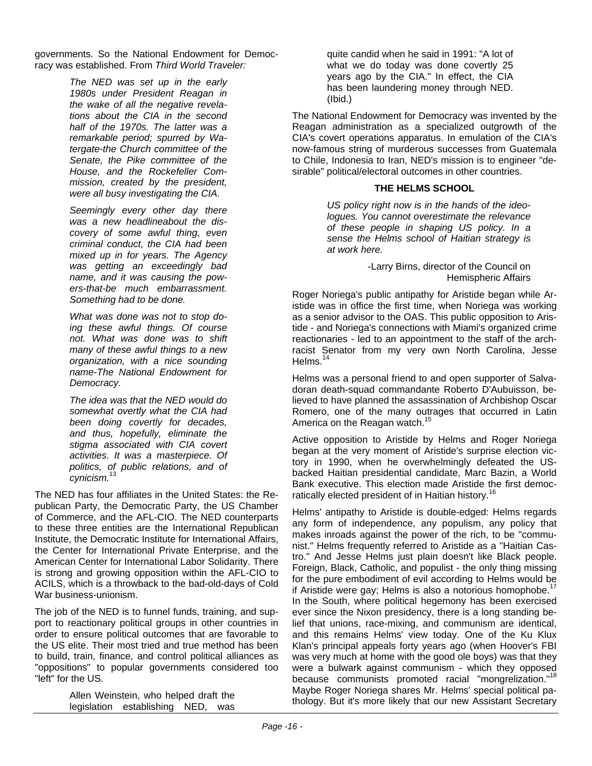governments. So the National Endowment for Democracy was established. From *Third World Traveler:*

> *The NED was set up in the early 1980s under President Reagan in the wake of all the negative revelations about the CIA in the second half of the 1970s. The latter was a remarkable period; spurred by Watergate-the Church committee of the Senate, the Pike committee of the House, and the Rockefeller Commission, created by the president, were all busy investigating the CIA.*
>
> *Seemingly every other day there was a new headlineabout the discovery of some awful thing, even criminal conduct, the CIA had been mixed up in for years. The Agency was getting an exceedingly bad name, and it was causing the powers-that-be much embarrassment. Something had to be done.*
>
> *What was done was not to stop doing these awful things. Of course not. What was done was to shift many of these awful things to a new organization, with a nice sounding name-The National Endowment for Democracy.*
>
> *The idea was that the NED would do somewhat overtly what the CIA had been doing covertly for decades, and thus, hopefully, eliminate the stigma associated with CIA covert activities. It was a masterpiece. Of politics, of public relations, and of cynicism.*[13]

The NED has four affiliates in the United States: the Republican Party, the Democratic Party, the US Chamber of Commerce, and the AFL-CIO. The NED counterparts to these three entities are the International Republican Institute, the Democratic Institute for International Affairs, the Center for International Private Enterprise, and the American Center for International Labor Solidarity. There is strong and growing opposition within the AFL-CIO to ACILS, which is a throwback to the bad-old-days of Cold War business-unionism.

The job of the NED is to funnel funds, training, and support to reactionary political groups in other countries in order to ensure political outcomes that are favorable to the US elite. Their most tried and true method has been to build, train, finance, and control political alliances as "oppositions" to popular governments considered too "left" for the US.

> Allen Weinstein, who helped draft the legislation establishing NED, was quite candid when he said in 1991: "A lot of what we do today was done covertly 25 years ago by the CIA." In effect, the CIA has been laundering money through NED. (Ibid.)

The National Endowment for Democracy was invented by the Reagan administration as a specialized outgrowth of the CIA's covert operations apparatus. In emulation of the CIA's now-famous string of murderous successes from Guatemala to Chile, Indonesia to Iran, NED's mission is to engineer "desirable" political/electoral outcomes in other countries.

## THE HELMS SCHOOL

> *US policy right now is in the hands of the ideologues. You cannot overestimate the relevance of these people in shaping US policy. In a sense the Helms school of Haitian strategy is at work here.*
>
> -Larry Birns, director of the Council on Hemispheric Affairs

Roger Noriega's public antipathy for Aristide began while Aristide was in office the first time, when Noriega was working as a senior advisor to the OAS. This public opposition to Aristide - and Noriega's connections with Miami's organized crime reactionaries - led to an appointment to the staff of the arch-racist Senator from my very own North Carolina, Jesse Helms.[14]

Helms was a personal friend to and open supporter of Salvadoran death-squad commandante Roberto D'Aubuisson, believed to have planned the assassination of Archbishop Oscar Romero, one of the many outrages that occurred in Latin America on the Reagan watch.[15]

Active opposition to Aristide by Helms and Roger Noriega began at the very moment of Aristide's surprise election victory in 1990, when he overwhelmingly defeated the US-backed Haitian presidential candidate, Marc Bazin, a World Bank executive. This election made Aristide the first democratically elected president of in Haitian history.[16]

Helms' antipathy to Aristide is double-edged: Helms regards any form of independence, any populism, any policy that makes inroads against the power of the rich, to be "communist." Helms frequently referred to Aristide as a "Haitian Castro." And Jesse Helms just plain doesn't like Black people. Foreign, Black, Catholic, and populist - the only thing missing for the pure embodiment of evil according to Helms would be if Aristide were gay; Helms is also a notorious homophobe.[17] In the South, where political hegemony has been exercised ever since the Nixon presidency, there is a long standing belief that unions, race-mixing, and communism are identical, and this remains Helms' view today. One of the Ku Klux Klan's principal appeals forty years ago (when Hoover's FBI was very much at home with the good ole boys) was that they were a bulwark against communism - which they opposed because communists promoted racial "mongrelization."[18] Maybe Roger Noriega shares Mr. Helms' special political pathology. But it's more likely that our new Assistant Secretary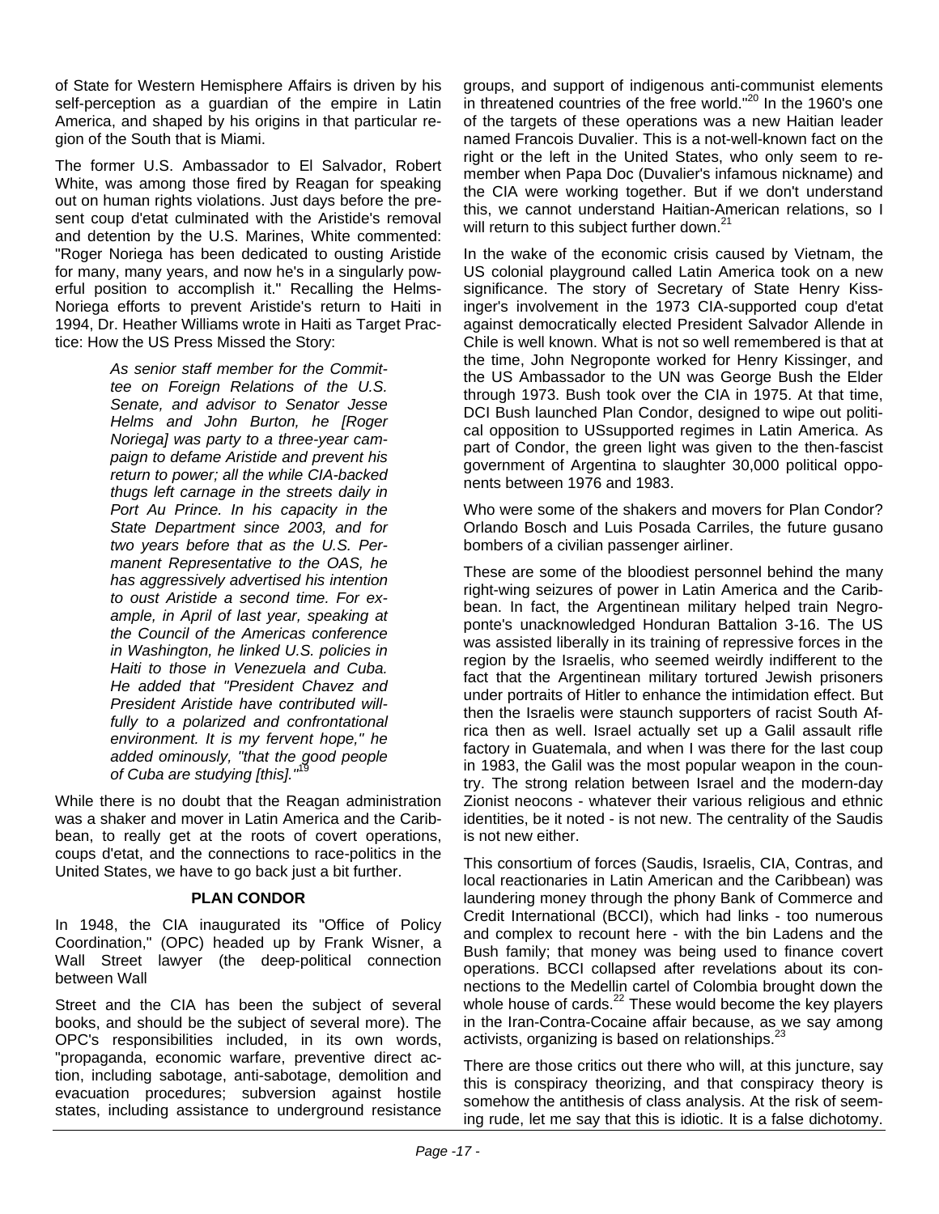of State for Western Hemisphere Affairs is driven by his self-perception as a guardian of the empire in Latin America, and shaped by his origins in that particular region of the South that is Miami.

The former U.S. Ambassador to El Salvador, Robert White, was among those fired by Reagan for speaking out on human rights violations. Just days before the present coup d'etat culminated with the Aristide's removal and detention by the U.S. Marines, White commented: "Roger Noriega has been dedicated to ousting Aristide for many, many years, and now he's in a singularly powerful position to accomplish it." Recalling the Helms-Noriega efforts to prevent Aristide's return to Haiti in 1994, Dr. Heather Williams wrote in Haiti as Target Practice: How the US Press Missed the Story:

> *As senior staff member for the Committee on Foreign Relations of the U.S. Senate, and advisor to Senator Jesse Helms and John Burton, he [Roger Noriega] was party to a three-year campaign to defame Aristide and prevent his return to power; all the while CIA-backed thugs left carnage in the streets daily in Port Au Prince. In his capacity in the State Department since 2003, and for two years before that as the U.S. Permanent Representative to the OAS, he has aggressively advertised his intention to oust Aristide a second time. For example, in April of last year, speaking at the Council of the Americas conference in Washington, he linked U.S. policies in Haiti to those in Venezuela and Cuba. He added that "President Chavez and President Aristide have contributed willfully to a polarized and confrontational environment. It is my fervent hope," he added ominously, "that the good people of Cuba are studying [this]."*[19]

While there is no doubt that the Reagan administration was a shaker and mover in Latin America and the Caribbean, to really get at the roots of covert operations, coups d'etat, and the connections to race-politics in the United States, we have to go back just a bit further.

## PLAN CONDOR

In 1948, the CIA inaugurated its "Office of Policy Coordination," (OPC) headed up by Frank Wisner, a Wall Street lawyer (the deep-political connection between Wall Street and the CIA has been the subject of several books, and should be the subject of several more). The OPC's responsibilities included, in its own words, "propaganda, economic warfare, preventive direct action, including sabotage, anti-sabotage, demolition and evacuation procedures; subversion against hostile states, including assistance to underground resistance groups, and support of indigenous anti-communist elements in threatened countries of the free world."[20] In the 1960's one of the targets of these operations was a new Haitian leader named Francois Duvalier. This is a not-well-known fact on the right or the left in the United States, who only seem to remember when Papa Doc (Duvalier's infamous nickname) and the CIA were working together. But if we don't understand this, we cannot understand Haitian-American relations, so I will return to this subject further down.[21]

In the wake of the economic crisis caused by Vietnam, the US colonial playground called Latin America took on a new significance. The story of Secretary of State Henry Kissinger's involvement in the 1973 CIA-supported coup d'etat against democratically elected President Salvador Allende in Chile is well known. What is not so well remembered is that at the time, John Negroponte worked for Henry Kissinger, and the US Ambassador to the UN was George Bush the Elder through 1973. Bush took over the CIA in 1975. At that time, DCI Bush launched Plan Condor, designed to wipe out political opposition to USsupported regimes in Latin America. As part of Condor, the green light was given to the then-fascist government of Argentina to slaughter 30,000 political opponents between 1976 and 1983.

Who were some of the shakers and movers for Plan Condor? Orlando Bosch and Luis Posada Carriles, the future gusano bombers of a civilian passenger airliner.

These are some of the bloodiest personnel behind the many right-wing seizures of power in Latin America and the Caribbean. In fact, the Argentinean military helped train Negroponte's unacknowledged Honduran Battalion 3-16. The US was assisted liberally in its training of repressive forces in the region by the Israelis, who seemed weirdly indifferent to the fact that the Argentinean military tortured Jewish prisoners under portraits of Hitler to enhance the intimidation effect. But then the Israelis were staunch supporters of racist South Africa then as well. Israel actually set up a Galil assault rifle factory in Guatemala, and when I was there for the last coup in 1983, the Galil was the most popular weapon in the country. The strong relation between Israel and the modern-day Zionist neocons - whatever their various religious and ethnic identities, be it noted - is not new. The centrality of the Saudis is not new either.

This consortium of forces (Saudis, Israelis, CIA, Contras, and local reactionaries in Latin American and the Caribbean) was laundering money through the phony Bank of Commerce and Credit International (BCCI), which had links - too numerous and complex to recount here - with the bin Ladens and the Bush family; that money was being used to finance covert operations. BCCI collapsed after revelations about its connections to the Medellin cartel of Colombia brought down the whole house of cards.[22] These would become the key players in the Iran-Contra-Cocaine affair because, as we say among activists, organizing is based on relationships.[23]

There are those critics out there who will, at this juncture, say this is conspiracy theorizing, and that conspiracy theory is somehow the antithesis of class analysis. At the risk of seeming rude, let me say that this is idiotic. It is a false dichotomy.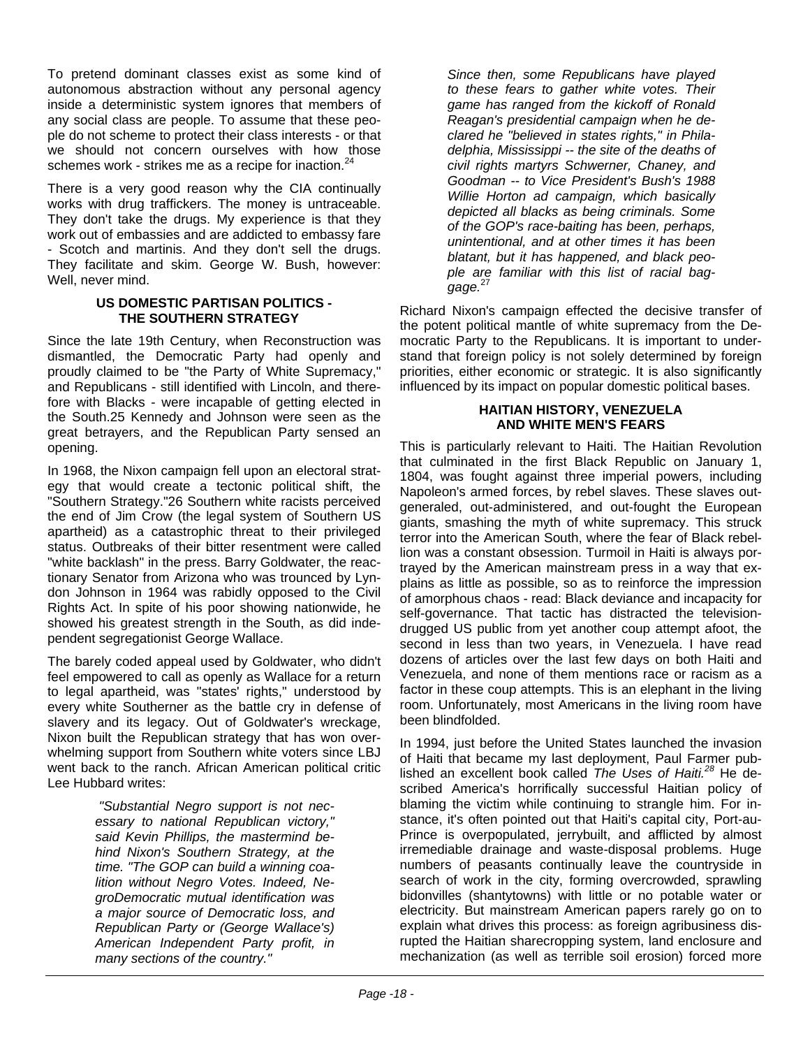To pretend dominant classes exist as some kind of autonomous abstraction without any personal agency inside a deterministic system ignores that members of any social class are people. To assume that these people do not scheme to protect their class interests - or that we should not concern ourselves with how those schemes work - strikes me as a recipe for inaction.[24]

There is a very good reason why the CIA continually works with drug traffickers. The money is untraceable. They don't take the drugs. My experience is that they work out of embassies and are addicted to embassy fare - Scotch and martinis. And they don't sell the drugs. They facilitate and skim. George W. Bush, however: Well, never mind.

### US DOMESTIC PARTISAN POLITICS - THE SOUTHERN STRATEGY

Since the late 19th Century, when Reconstruction was dismantled, the Democratic Party had openly and proudly claimed to be "the Party of White Supremacy," and Republicans - still identified with Lincoln, and therefore with Blacks - were incapable of getting elected in the South.25 Kennedy and Johnson were seen as the great betrayers, and the Republican Party sensed an opening.

In 1968, the Nixon campaign fell upon an electoral strategy that would create a tectonic political shift, the "Southern Strategy."26 Southern white racists perceived the end of Jim Crow (the legal system of Southern US apartheid) as a catastrophic threat to their privileged status. Outbreaks of their bitter resentment were called "white backlash" in the press. Barry Goldwater, the reactionary Senator from Arizona who was trounced by Lyndon Johnson in 1964 was rabidly opposed to the Civil Rights Act. In spite of his poor showing nationwide, he showed his greatest strength in the South, as did independent segregationist George Wallace.

The barely coded appeal used by Goldwater, who didn't feel empowered to call as openly as Wallace for a return to legal apartheid, was "states' rights," understood by every white Southerner as the battle cry in defense of slavery and its legacy. Out of Goldwater's wreckage, Nixon built the Republican strategy that has won overwhelming support from Southern white voters since LBJ went back to the ranch. African American political critic Lee Hubbard writes:

> *"Substantial Negro support is not necessary to national Republican victory," said Kevin Phillips, the mastermind behind Nixon's Southern Strategy, at the time. "The GOP can build a winning coalition without Negro Votes. Indeed, NegroDemocratic mutual identification was a major source of Democratic loss, and Republican Party or (George Wallace's) American Independent Party profit, in many sections of the country."*
>
> *Since then, some Republicans have played to these fears to gather white votes. Their game has ranged from the kickoff of Ronald Reagan's presidential campaign when he declared he "believed in states rights," in Philadelphia, Mississippi -- the site of the deaths of civil rights martyrs Schwerner, Chaney, and Goodman -- to Vice President's Bush's 1988 Willie Horton ad campaign, which basically depicted all blacks as being criminals. Some of the GOP's race-baiting has been, perhaps, unintentional, and at other times it has been blatant, but it has happened, and black people are familiar with this list of racial baggage.*[27]

Richard Nixon's campaign effected the decisive transfer of the potent political mantle of white supremacy from the Democratic Party to the Republicans. It is important to understand that foreign policy is not solely determined by foreign priorities, either economic or strategic. It is also significantly influenced by its impact on popular domestic political bases.

### HAITIAN HISTORY, VENEZUELA AND WHITE MEN'S FEARS

This is particularly relevant to Haiti. The Haitian Revolution that culminated in the first Black Republic on January 1, 1804, was fought against three imperial powers, including Napoleon's armed forces, by rebel slaves. These slaves outgeneraled, out-administered, and out-fought the European giants, smashing the myth of white supremacy. This struck terror into the American South, where the fear of Black rebellion was a constant obsession. Turmoil in Haiti is always portrayed by the American mainstream press in a way that explains as little as possible, so as to reinforce the impression of amorphous chaos - read: Black deviance and incapacity for self-governance. That tactic has distracted the television-drugged US public from yet another coup attempt afoot, the second in less than two years, in Venezuela. I have read dozens of articles over the last few days on both Haiti and Venezuela, and none of them mentions race or racism as a factor in these coup attempts. This is an elephant in the living room. Unfortunately, most Americans in the living room have been blindfolded.

In 1994, just before the United States launched the invasion of Haiti that became my last deployment, Paul Farmer published an excellent book called *The Uses of Haiti.*[28] He described America's horrifically successful Haitian policy of blaming the victim while continuing to strangle him. For instance, it's often pointed out that Haiti's capital city, Port-au-Prince is overpopulated, jerrybuilt, and afflicted by almost irremediable drainage and waste-disposal problems. Huge numbers of peasants continually leave the countryside in search of work in the city, forming overcrowded, sprawling bidonvilles (shantytowns) with little or no potable water or electricity. But mainstream American papers rarely go on to explain what drives this process: as foreign agribusiness disrupted the Haitian sharecropping system, land enclosure and mechanization (as well as terrible soil erosion) forced more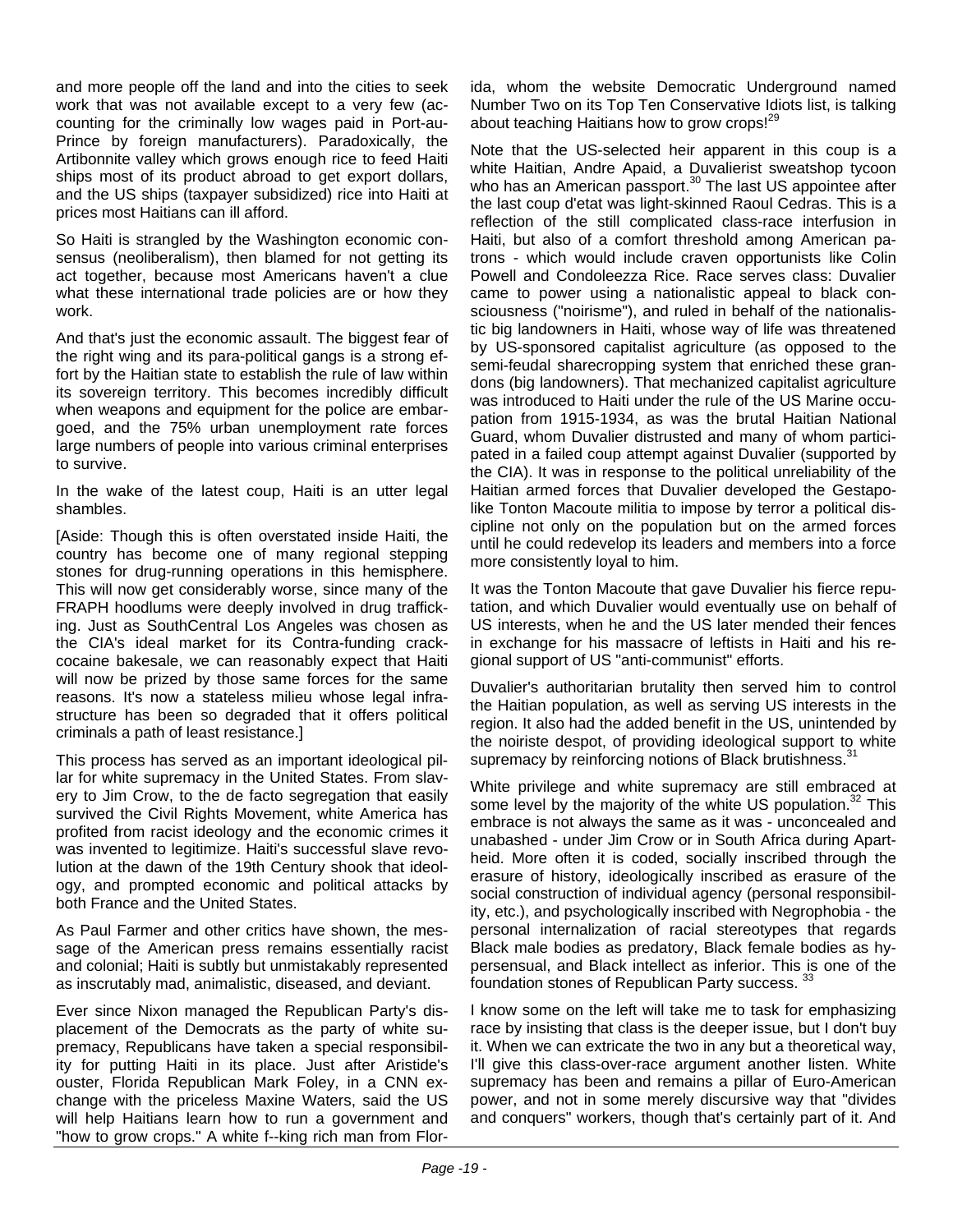and more people off the land and into the cities to seek work that was not available except to a very few (accounting for the criminally low wages paid in Port-au-Prince by foreign manufacturers). Paradoxically, the Artibonnite valley which grows enough rice to feed Haiti ships most of its product abroad to get export dollars, and the US ships (taxpayer subsidized) rice into Haiti at prices most Haitians can ill afford.

So Haiti is strangled by the Washington economic consensus (neoliberalism), then blamed for not getting its act together, because most Americans haven't a clue what these international trade policies are or how they work.

And that's just the economic assault. The biggest fear of the right wing and its para-political gangs is a strong effort by the Haitian state to establish the rule of law within its sovereign territory. This becomes incredibly difficult when weapons and equipment for the police are embargoed, and the 75% urban unemployment rate forces large numbers of people into various criminal enterprises to survive.

In the wake of the latest coup, Haiti is an utter legal shambles.

[Aside: Though this is often overstated inside Haiti, the country has become one of many regional stepping stones for drug-running operations in this hemisphere. This will now get considerably worse, since many of the FRAPH hoodlums were deeply involved in drug trafficking. Just as SouthCentral Los Angeles was chosen as the CIA's ideal market for its Contra-funding crack-cocaine bakesale, we can reasonably expect that Haiti will now be prized by those same forces for the same reasons. It's now a stateless milieu whose legal infrastructure has been so degraded that it offers political criminals a path of least resistance.]

This process has served as an important ideological pillar for white supremacy in the United States. From slavery to Jim Crow, to the de facto segregation that easily survived the Civil Rights Movement, white America has profited from racist ideology and the economic crimes it was invented to legitimize. Haiti's successful slave revolution at the dawn of the 19th Century shook that ideology, and prompted economic and political attacks by both France and the United States.

As Paul Farmer and other critics have shown, the message of the American press remains essentially racist and colonial; Haiti is subtly but unmistakably represented as inscrutably mad, animalistic, diseased, and deviant.

Ever since Nixon managed the Republican Party's displacement of the Democrats as the party of white supremacy, Republicans have taken a special responsibility for putting Haiti in its place. Just after Aristide's ouster, Florida Republican Mark Foley, in a CNN exchange with the priceless Maxine Waters, said the US will help Haitians learn how to run a government and "how to grow crops." A white f--king rich man from Florida, whom the website Democratic Underground named Number Two on its Top Ten Conservative Idiots list, is talking about teaching Haitians how to grow crops![29]

Note that the US-selected heir apparent in this coup is a white Haitian, Andre Apaid, a Duvalierist sweatshop tycoon who has an American passport.[30] The last US appointee after the last coup d'etat was light-skinned Raoul Cedras. This is a reflection of the still complicated class-race interfusion in Haiti, but also of a comfort threshold among American patrons - which would include craven opportunists like Colin Powell and Condoleezza Rice. Race serves class: Duvalier came to power using a nationalistic appeal to black consciousness ("noirisme"), and ruled in behalf of the nationalistic big landowners in Haiti, whose way of life was threatened by US-sponsored capitalist agriculture (as opposed to the semi-feudal sharecropping system that enriched these grandons (big landowners). That mechanized capitalist agriculture was introduced to Haiti under the rule of the US Marine occupation from 1915-1934, as was the brutal Haitian National Guard, whom Duvalier distrusted and many of whom participated in a failed coup attempt against Duvalier (supported by the CIA). It was in response to the political unreliability of the Haitian armed forces that Duvalier developed the Gestapo-like Tonton Macoute militia to impose by terror a political discipline not only on the population but on the armed forces until he could redevelop its leaders and members into a force more consistently loyal to him.

It was the Tonton Macoute that gave Duvalier his fierce reputation, and which Duvalier would eventually use on behalf of US interests, when he and the US later mended their fences in exchange for his massacre of leftists in Haiti and his regional support of US "anti-communist" efforts.

Duvalier's authoritarian brutality then served him to control the Haitian population, as well as serving US interests in the region. It also had the added benefit in the US, unintended by the noiriste despot, of providing ideological support to white supremacy by reinforcing notions of Black brutishness.[31]

White privilege and white supremacy are still embraced at some level by the majority of the white US population.[32] This embrace is not always the same as it was - unconcealed and unabashed - under Jim Crow or in South Africa during Apartheid. More often it is coded, socially inscribed through the erasure of history, ideologically inscribed as erasure of the social construction of individual agency (personal responsibility, etc.), and psychologically inscribed with Negrophobia - the personal internalization of racial stereotypes that regards Black male bodies as predatory, Black female bodies as hypersensual, and Black intellect as inferior. This is one of the foundation stones of Republican Party success.[33]

I know some on the left will take me to task for emphasizing race by insisting that class is the deeper issue, but I don't buy it. When we can extricate the two in any but a theoretical way, I'll give this class-over-race argument another listen. White supremacy has been and remains a pillar of Euro-American power, and not in some merely discursive way that "divides and conquers" workers, though that's certainly part of it. And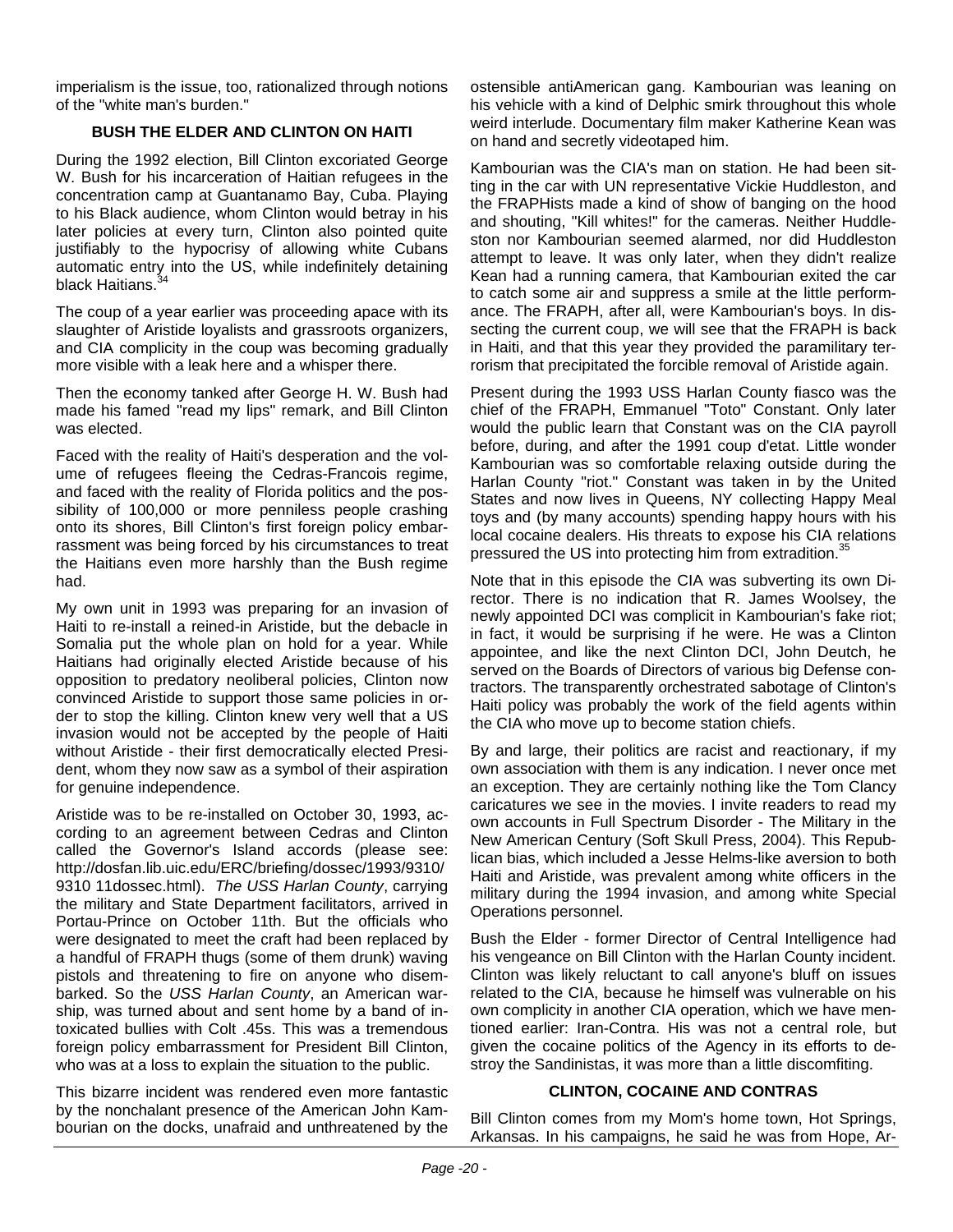imperialism is the issue, too, rationalized through notions of the "white man's burden."

### BUSH THE ELDER AND CLINTON ON HAITI

During the 1992 election, Bill Clinton excoriated George W. Bush for his incarceration of Haitian refugees in the concentration camp at Guantanamo Bay, Cuba. Playing to his Black audience, whom Clinton would betray in his later policies at every turn, Clinton also pointed quite justifiably to the hypocrisy of allowing white Cubans automatic entry into the US, while indefinitely detaining black Haitians.[34]

The coup of a year earlier was proceeding apace with its slaughter of Aristide loyalists and grassroots organizers, and CIA complicity in the coup was becoming gradually more visible with a leak here and a whisper there.

Then the economy tanked after George H. W. Bush had made his famed "read my lips" remark, and Bill Clinton was elected.

Faced with the reality of Haiti's desperation and the volume of refugees fleeing the Cedras-Francois regime, and faced with the reality of Florida politics and the possibility of 100,000 or more penniless people crashing onto its shores, Bill Clinton's first foreign policy embarrassment was being forced by his circumstances to treat the Haitians even more harshly than the Bush regime had.

My own unit in 1993 was preparing for an invasion of Haiti to re-install a reined-in Aristide, but the debacle in Somalia put the whole plan on hold for a year. While Haitians had originally elected Aristide because of his opposition to predatory neoliberal policies, Clinton now convinced Aristide to support those same policies in order to stop the killing. Clinton knew very well that a US invasion would not be accepted by the people of Haiti without Aristide - their first democratically elected President, whom they now saw as a symbol of their aspiration for genuine independence.

Aristide was to be re-installed on October 30, 1993, according to an agreement between Cedras and Clinton called the Governor's Island accords (please see: http://dosfan.lib.uic.edu/ERC/briefing/dossec/1993/9310/9310 11dossec.html). *The USS Harlan County*, carrying the military and State Department facilitators, arrived in Portau-Prince on October 11th. But the officials who were designated to meet the craft had been replaced by a handful of FRAPH thugs (some of them drunk) waving pistols and threatening to fire on anyone who disembarked. So the *USS Harlan County*, an American warship, was turned about and sent home by a band of intoxicated bullies with Colt .45s. This was a tremendous foreign policy embarrassment for President Bill Clinton, who was at a loss to explain the situation to the public.

This bizarre incident was rendered even more fantastic by the nonchalant presence of the American John Kambourian on the docks, unafraid and unthreatened by the ostensible antiAmerican gang. Kambourian was leaning on his vehicle with a kind of Delphic smirk throughout this whole weird interlude. Documentary film maker Katherine Kean was on hand and secretly videotaped him.

Kambourian was the CIA's man on station. He had been sitting in the car with UN representative Vickie Huddleston, and the FRAPHists made a kind of show of banging on the hood and shouting, "Kill whites!" for the cameras. Neither Huddleston nor Kambourian seemed alarmed, nor did Huddleston attempt to leave. It was only later, when they didn't realize Kean had a running camera, that Kambourian exited the car to catch some air and suppress a smile at the little performance. The FRAPH, after all, were Kambourian's boys. In dissecting the current coup, we will see that the FRAPH is back in Haiti, and that this year they provided the paramilitary terrorism that precipitated the forcible removal of Aristide again.

Present during the 1993 USS Harlan County fiasco was the chief of the FRAPH, Emmanuel "Toto" Constant. Only later would the public learn that Constant was on the CIA payroll before, during, and after the 1991 coup d'etat. Little wonder Kambourian was so comfortable relaxing outside during the Harlan County "riot." Constant was taken in by the United States and now lives in Queens, NY collecting Happy Meal toys and (by many accounts) spending happy hours with his local cocaine dealers. His threats to expose his CIA relations pressured the US into protecting him from extradition.[35]

Note that in this episode the CIA was subverting its own Director. There is no indication that R. James Woolsey, the newly appointed DCI was complicit in Kambourian's fake riot; in fact, it would be surprising if he were. He was a Clinton appointee, and like the next Clinton DCI, John Deutch, he served on the Boards of Directors of various big Defense contractors. The transparently orchestrated sabotage of Clinton's Haiti policy was probably the work of the field agents within the CIA who move up to become station chiefs.

By and large, their politics are racist and reactionary, if my own association with them is any indication. I never once met an exception. They are certainly nothing like the Tom Clancy caricatures we see in the movies. I invite readers to read my own accounts in Full Spectrum Disorder - The Military in the New American Century (Soft Skull Press, 2004). This Republican bias, which included a Jesse Helms-like aversion to both Haiti and Aristide, was prevalent among white officers in the military during the 1994 invasion, and among white Special Operations personnel.

Bush the Elder - former Director of Central Intelligence had his vengeance on Bill Clinton with the Harlan County incident. Clinton was likely reluctant to call anyone's bluff on issues related to the CIA, because he himself was vulnerable on his own complicity in another CIA operation, which we have mentioned earlier: Iran-Contra. His was not a central role, but given the cocaine politics of the Agency in its efforts to destroy the Sandinistas, it was more than a little discomfiting.

### CLINTON, COCAINE AND CONTRAS

Bill Clinton comes from my Mom's home town, Hot Springs, Arkansas. In his campaigns, he said he was from Hope, Ar-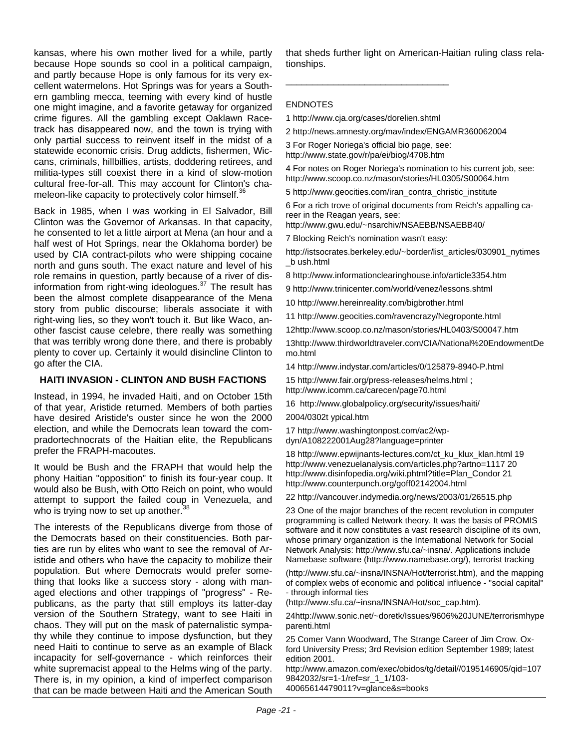kansas, where his own mother lived for a while, partly because Hope sounds so cool in a political campaign, and partly because Hope is only famous for its very excellent watermelons. Hot Springs was for years a Southern gambling mecca, teeming with every kind of hustle one might imagine, and a favorite getaway for organized crime figures. All the gambling except Oaklawn Racetrack has disappeared now, and the town is trying with only partial success to reinvent itself in the midst of a statewide economic crisis. Drug addicts, fishermen, Wiccans, criminals, hillbillies, artists, doddering retirees, and militia-types still coexist there in a kind of slow-motion cultural free-for-all. This may account for Clinton's chameleon-like capacity to protectively color himself.[36]

Back in 1985, when I was working in El Salvador, Bill Clinton was the Governor of Arkansas. In that capacity, he consented to let a little airport at Mena (an hour and a half west of Hot Springs, near the Oklahoma border) be used by CIA contract-pilots who were shipping cocaine north and guns south. The exact nature and level of his role remains in question, partly because of a river of disinformation from right-wing ideologues.[37] The result has been the almost complete disappearance of the Mena story from public discourse; liberals associate it with right-wing lies, so they won't touch it. But like Waco, another fascist cause celebre, there really was something that was terribly wrong done there, and there is probably plenty to cover up. Certainly it would disincline Clinton to go after the CIA.

## HAITI INVASION - CLINTON AND BUSH FACTIONS

Instead, in 1994, he invaded Haiti, and on October 15th of that year, Aristide returned. Members of both parties have desired Aristide's ouster since he won the 2000 election, and while the Democrats lean toward the compradortechnocrats of the Haitian elite, the Republicans prefer the FRAPH-macoutes.

It would be Bush and the FRAPH that would help the phony Haitian "opposition" to finish its four-year coup. It would also be Bush, with Otto Reich on point, who would attempt to support the failed coup in Venezuela, and who is trying now to set up another.[38]

The interests of the Republicans diverge from those of the Democrats based on their constituencies. Both parties are run by elites who want to see the removal of Aristide and others who have the capacity to mobilize their population. But where Democrats would prefer something that looks like a success story - along with managed elections and other trappings of "progress" - Republicans, as the party that still employs its latter-day version of the Southern Strategy, want to see Haiti in chaos. They will put on the mask of paternalistic sympathy while they continue to impose dysfunction, but they need Haiti to continue to serve as an example of Black incapacity for self-governance - which reinforces their white supremacist appeal to the Helms wing of the party. There is, in my opinion, a kind of imperfect comparison that can be made between Haiti and the American South that sheds further light on American-Haitian ruling class relationships.

---

ENDNOTES

1 http://www.cja.org/cases/dorelien.shtml

2 http://news.amnesty.org/mav/index/ENGAMR360062004

3 For Roger Noriega's official bio page, see: http://www.state.gov/r/pa/ei/biog/4708.htm

4 For notes on Roger Noriega's nomination to his current job, see: http://www.scoop.co.nz/mason/stories/HL0305/S00064.htm

5 http://www.geocities.com/iran_contra_christic_institute

6 For a rich trove of original documents from Reich's appalling career in the Reagan years, see: http://www.gwu.edu/~nsarchiv/NSAEBB/NSAEBB40/

7 Blocking Reich's nomination wasn't easy:

http://istsocrates.berkeley.edu/~border/list_articles/030901_nytimes_b ush.html

8 http://www.informationclearinghouse.info/article3354.htm

9 http://www.trinicenter.com/world/venez/lessons.shtml

10 http://www.hereinreality.com/bigbrother.html

11 http://www.geocities.com/ravencrazy/Negroponte.html

12http://www.scoop.co.nz/mason/stories/HL0403/S00047.htm

13http://www.thirdworldtraveler.com/CIA/National%20EndowmentDemo.html

14 http://www.indystar.com/articles/0/125879-8940-P.html

15 http://www.fair.org/press-releases/helms.html ; http://www.icomm.ca/carecen/page70.html

16 http://www.globalpolicy.org/security/issues/haiti/

2004/0302t ypical.htm

17 http://www.washingtonpost.com/ac2/wp-dyn/A108222001Aug28?language=printer

18 http://www.epwijnants-lectures.com/ct_ku_klux_klan.html 19 http://www.venezuelanalysis.com/articles.php?artno=1117 20 http://www.disinfopedia.org/wiki.phtml?title=Plan_Condor 21 http://www.counterpunch.org/goff02142004.html

22 http://vancouver.indymedia.org/news/2003/01/26515.php

23 One of the major branches of the recent revolution in computer programming is called Network theory. It was the basis of PROMIS software and it now constitutes a vast research discipline of its own, whose primary organization is the International Network for Social Network Analysis: http://www.sfu.ca/~insna/. Applications include Namebase software (http://www.namebase.org/), terrorist tracking

(http://www.sfu.ca/~insna/INSNA/Hot/terrorist.htm), and the mapping of complex webs of economic and political influence - "social capital" - through informal ties

(http://www.sfu.ca/~insna/INSNA/Hot/soc_cap.htm).

24http://www.sonic.net/~doretk/Issues/9606%20JUNE/terrorismhypeparenti.html

25 Comer Vann Woodward, The Strange Career of Jim Crow. Oxford University Press; 3rd Revision edition September 1989; latest edition 2001.

http://www.amazon.com/exec/obidos/tg/detail//0195146905/qid=1079842032/sr=1-1/ref=sr_1_1/103-40065614479011?v=glance&s=books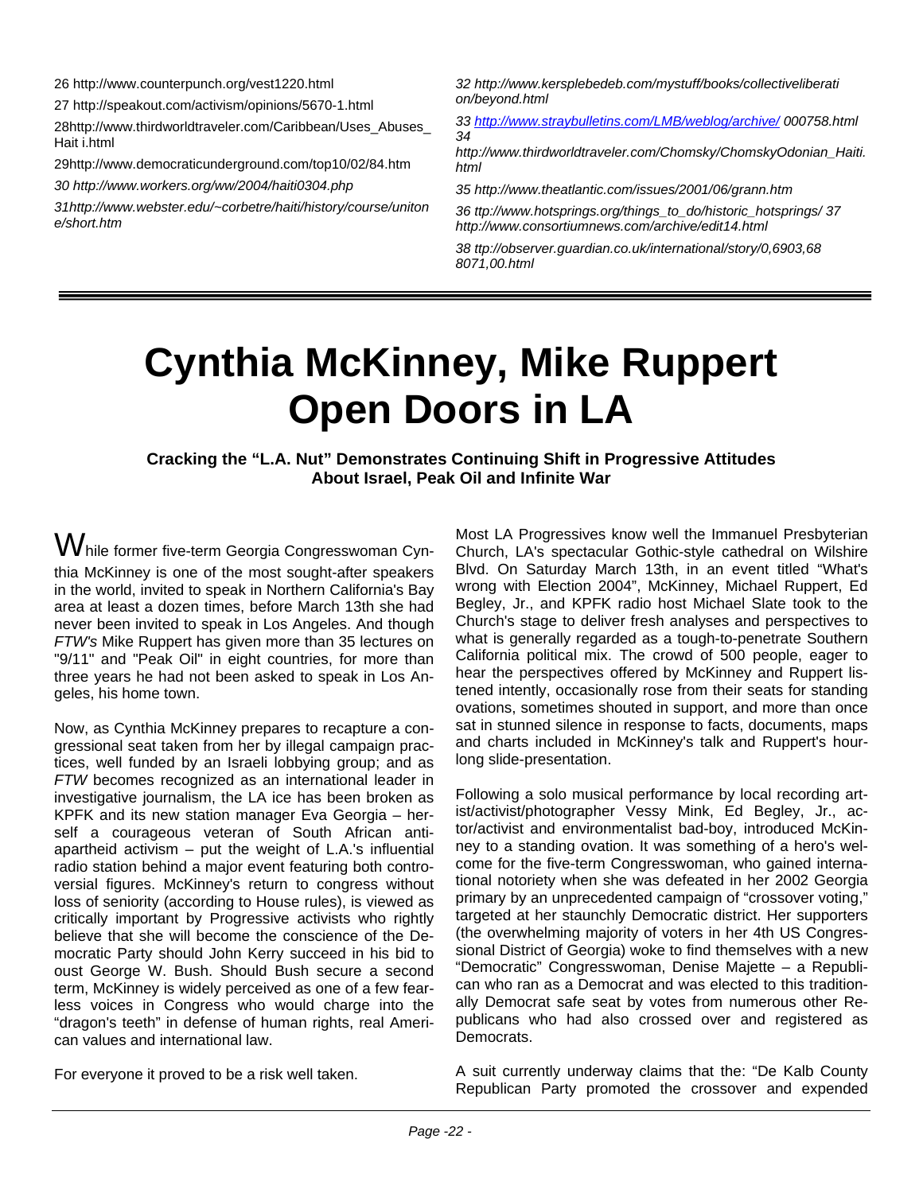26 http://www.counterpunch.org/vest1220.html

27 http://speakout.com/activism/opinions/5670-1.html

28http://www.thirdworldtraveler.com/Caribbean/Uses_Abuses_Hait i.html

29http://www.democraticunderground.com/top10/02/84.htm

*30 http://www.workers.org/ww/2004/haiti0304.php*

*31http://www.webster.edu/~corbetre/haiti/history/course/uniton e/short.htm*

*32 http://www.kersplebedeb.com/mystuff/books/collectiveliberati on/beyond.html*

*33 http://www.straybulletins.com/LMB/weblog/archive/ 000758.html*

*34 http://www.thirdworldtraveler.com/Chomsky/ChomskyOdonian_Haiti.html*

*35 http://www.theatlantic.com/issues/2001/06/grann.htm*

*36 ttp://www.hotsprings.org/things_to_do/historic_hotsprings/ 37 http://www.consortiumnews.com/archive/edit14.html*

*38 ttp://observer.guardian.co.uk/international/story/0,6903,68 8071,00.html*

---

# Cynthia McKinney, Mike Ruppert Open Doors in LA

**Cracking the "L.A. Nut" Demonstrates Continuing Shift in Progressive Attitudes About Israel, Peak Oil and Infinite War**

While former five-term Georgia Congresswoman Cynthia McKinney is one of the most sought-after speakers in the world, invited to speak in Northern California's Bay area at least a dozen times, before March 13th she had never been invited to speak in Los Angeles. And though *FTW's* Mike Ruppert has given more than 35 lectures on "9/11" and "Peak Oil" in eight countries, for more than three years he had not been asked to speak in Los Angeles, his home town.

Now, as Cynthia McKinney prepares to recapture a congressional seat taken from her by illegal campaign practices, well funded by an Israeli lobbying group; and as *FTW* becomes recognized as an international leader in investigative journalism, the LA ice has been broken as KPFK and its new station manager Eva Georgia – herself a courageous veteran of South African anti-apartheid activism – put the weight of L.A.'s influential radio station behind a major event featuring both controversial figures. McKinney's return to congress without loss of seniority (according to House rules), is viewed as critically important by Progressive activists who rightly believe that she will become the conscience of the Democratic Party should John Kerry succeed in his bid to oust George W. Bush. Should Bush secure a second term, McKinney is widely perceived as one of a few fearless voices in Congress who would charge into the "dragon's teeth" in defense of human rights, real American values and international law.

For everyone it proved to be a risk well taken.

Most LA Progressives know well the Immanuel Presbyterian Church, LA's spectacular Gothic-style cathedral on Wilshire Blvd. On Saturday March 13th, in an event titled "What's wrong with Election 2004", McKinney, Michael Ruppert, Ed Begley, Jr., and KPFK radio host Michael Slate took to the Church's stage to deliver fresh analyses and perspectives to what is generally regarded as a tough-to-penetrate Southern California political mix. The crowd of 500 people, eager to hear the perspectives offered by McKinney and Ruppert listened intently, occasionally rose from their seats for standing ovations, sometimes shouted in support, and more than once sat in stunned silence in response to facts, documents, maps and charts included in McKinney's talk and Ruppert's hour-long slide-presentation.

Following a solo musical performance by local recording artist/activist/photographer Vessy Mink, Ed Begley, Jr., actor/activist and environmentalist bad-boy, introduced McKinney to a standing ovation. It was something of a hero's welcome for the five-term Congresswoman, who gained international notoriety when she was defeated in her 2002 Georgia primary by an unprecedented campaign of "crossover voting," targeted at her staunchly Democratic district. Her supporters (the overwhelming majority of voters in her 4th US Congressional District of Georgia) woke to find themselves with a new "Democratic" Congresswoman, Denise Majette – a Republican who ran as a Democrat and was elected to this traditionally Democrat safe seat by votes from numerous other Republicans who had also crossed over and registered as Democrats.

A suit currently underway claims that the: "De Kalb County Republican Party promoted the crossover and expended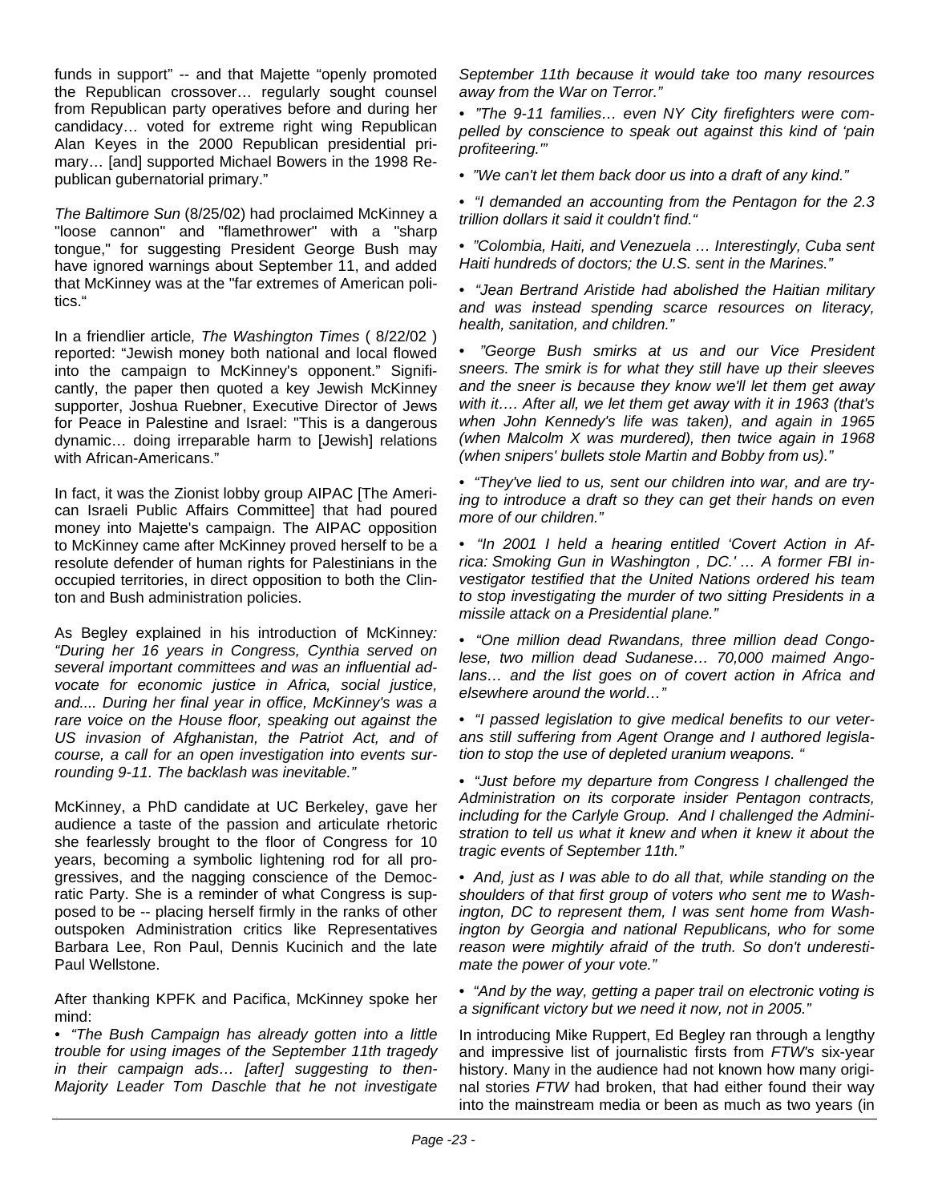funds in support" -- and that Majette "openly promoted the Republican crossover… regularly sought counsel from Republican party operatives before and during her candidacy… voted for extreme right wing Republican Alan Keyes in the 2000 Republican presidential primary… [and] supported Michael Bowers in the 1998 Republican gubernatorial primary."

*The Baltimore Sun* (8/25/02) had proclaimed McKinney a "loose cannon" and "flamethrower" with a "sharp tongue," for suggesting President George Bush may have ignored warnings about September 11, and added that McKinney was at the "far extremes of American politics."

In a friendlier article*, The Washington Times* ( 8/22/02 ) reported: "Jewish money both national and local flowed into the campaign to McKinney's opponent." Significantly, the paper then quoted a key Jewish McKinney supporter, Joshua Ruebner, Executive Director of Jews for Peace in Palestine and Israel: "This is a dangerous dynamic… doing irreparable harm to [Jewish] relations with African-Americans."

In fact, it was the Zionist lobby group AIPAC [The American Israeli Public Affairs Committee] that had poured money into Majette's campaign. The AIPAC opposition to McKinney came after McKinney proved herself to be a resolute defender of human rights for Palestinians in the occupied territories, in direct opposition to both the Clinton and Bush administration policies.

As Begley explained in his introduction of McKinney*: "During her 16 years in Congress, Cynthia served on several important committees and was an influential advocate for economic justice in Africa, social justice, and.... During her final year in office, McKinney's was a rare voice on the House floor, speaking out against the US invasion of Afghanistan, the Patriot Act, and of course, a call for an open investigation into events surrounding 9-11. The backlash was inevitable."*

McKinney, a PhD candidate at UC Berkeley, gave her audience a taste of the passion and articulate rhetoric she fearlessly brought to the floor of Congress for 10 years, becoming a symbolic lightening rod for all progressives, and the nagging conscience of the Democratic Party. She is a reminder of what Congress is supposed to be -- placing herself firmly in the ranks of other outspoken Administration critics like Representatives Barbara Lee, Ron Paul, Dennis Kucinich and the late Paul Wellstone.

After thanking KPFK and Pacifica, McKinney spoke her mind:

- *"The Bush Campaign has already gotten into a little trouble for using images of the September 11th tragedy in their campaign ads… [after] suggesting to then-Majority Leader Tom Daschle that he not investigate September 11th because it would take too many resources away from the War on Terror."*
- *"The 9-11 families… even NY City firefighters were compelled by conscience to speak out against this kind of 'pain profiteering.'"*
- *"We can't let them back door us into a draft of any kind."*
- *"I demanded an accounting from the Pentagon for the 2.3 trillion dollars it said it couldn't find."*
- *"Colombia, Haiti, and Venezuela … Interestingly, Cuba sent Haiti hundreds of doctors; the U.S. sent in the Marines."*
- *"Jean Bertrand Aristide had abolished the Haitian military and was instead spending scarce resources on literacy, health, sanitation, and children."*
- *"George Bush smirks at us and our Vice President sneers. The smirk is for what they still have up their sleeves and the sneer is because they know we'll let them get away with it…. After all, we let them get away with it in 1963 (that's when John Kennedy's life was taken), and again in 1965 (when Malcolm X was murdered), then twice again in 1968 (when snipers' bullets stole Martin and Bobby from us)."*
- *"They've lied to us, sent our children into war, and are trying to introduce a draft so they can get their hands on even more of our children."*
- *"In 2001 I held a hearing entitled 'Covert Action in Africa: Smoking Gun in Washington , DC.' … A former FBI investigator testified that the United Nations ordered his team to stop investigating the murder of two sitting Presidents in a missile attack on a Presidential plane."*
- *"One million dead Rwandans, three million dead Congolese, two million dead Sudanese… 70,000 maimed Angolans… and the list goes on of covert action in Africa and elsewhere around the world…"*
- *"I passed legislation to give medical benefits to our veterans still suffering from Agent Orange and I authored legislation to stop the use of depleted uranium weapons. "*
- *"Just before my departure from Congress I challenged the Administration on its corporate insider Pentagon contracts, including for the Carlyle Group. And I challenged the Administration to tell us what it knew and when it knew it about the tragic events of September 11th."*
- *And, just as I was able to do all that, while standing on the shoulders of that first group of voters who sent me to Washington, DC to represent them, I was sent home from Washington by Georgia and national Republicans, who for some reason were mightily afraid of the truth. So don't underestimate the power of your vote."*
- *"And by the way, getting a paper trail on electronic voting is a significant victory but we need it now, not in 2005."*

In introducing Mike Ruppert, Ed Begley ran through a lengthy and impressive list of journalistic firsts from *FTW's* six-year history. Many in the audience had not known how many original stories *FTW* had broken, that had either found their way into the mainstream media or been as much as two years (in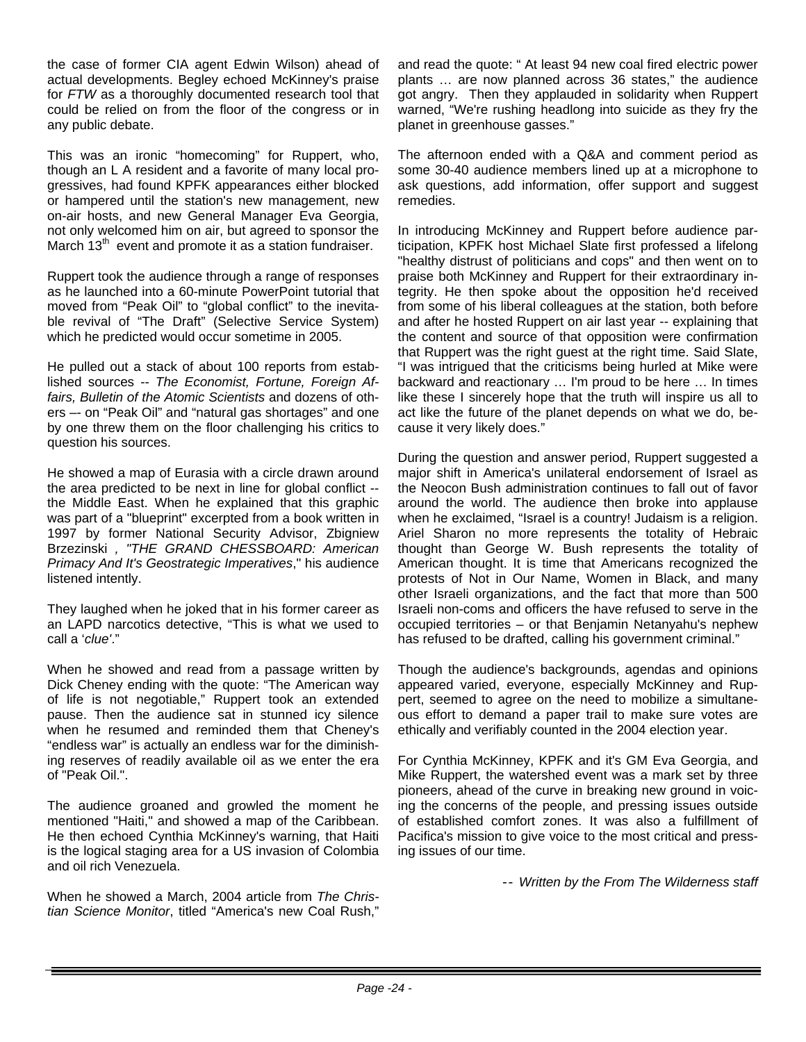the case of former CIA agent Edwin Wilson) ahead of actual developments. Begley echoed McKinney's praise for *FTW* as a thoroughly documented research tool that could be relied on from the floor of the congress or in any public debate.

This was an ironic "homecoming" for Ruppert, who, though an L A resident and a favorite of many local progressives, had found KPFK appearances either blocked or hampered until the station's new management, new on-air hosts, and new General Manager Eva Georgia, not only welcomed him on air, but agreed to sponsor the March 13th event and promote it as a station fundraiser.

Ruppert took the audience through a range of responses as he launched into a 60-minute PowerPoint tutorial that moved from "Peak Oil" to "global conflict" to the inevitable revival of "The Draft" (Selective Service System) which he predicted would occur sometime in 2005.

He pulled out a stack of about 100 reports from established sources -- *The Economist, Fortune, Foreign Affairs, Bulletin of the Atomic Scientists* and dozens of others –- on "Peak Oil" and "natural gas shortages" and one by one threw them on the floor challenging his critics to question his sources.

He showed a map of Eurasia with a circle drawn around the area predicted to be next in line for global conflict -- the Middle East. When he explained that this graphic was part of a "blueprint" excerpted from a book written in 1997 by former National Security Advisor, Zbigniew Brzezinski , *"THE GRAND CHESSBOARD: American Primacy And It's Geostrategic Imperatives*," his audience listened intently.

They laughed when he joked that in his former career as an LAPD narcotics detective, "This is what we used to call a '*clue'*."

When he showed and read from a passage written by Dick Cheney ending with the quote: "The American way of life is not negotiable," Ruppert took an extended pause. Then the audience sat in stunned icy silence when he resumed and reminded them that Cheney's "endless war" is actually an endless war for the diminishing reserves of readily available oil as we enter the era of "Peak Oil.".

The audience groaned and growled the moment he mentioned "Haiti," and showed a map of the Caribbean. He then echoed Cynthia McKinney's warning, that Haiti is the logical staging area for a US invasion of Colombia and oil rich Venezuela.

When he showed a March, 2004 article from *The Christian Science Monitor*, titled "America's new Coal Rush," and read the quote: " At least 94 new coal fired electric power plants … are now planned across 36 states," the audience got angry. Then they applauded in solidarity when Ruppert warned, "We're rushing headlong into suicide as they fry the planet in greenhouse gasses."

The afternoon ended with a Q&A and comment period as some 30-40 audience members lined up at a microphone to ask questions, add information, offer support and suggest remedies.

In introducing McKinney and Ruppert before audience participation, KPFK host Michael Slate first professed a lifelong "healthy distrust of politicians and cops" and then went on to praise both McKinney and Ruppert for their extraordinary integrity. He then spoke about the opposition he'd received from some of his liberal colleagues at the station, both before and after he hosted Ruppert on air last year -- explaining that the content and source of that opposition were confirmation that Ruppert was the right guest at the right time. Said Slate, "I was intrigued that the criticisms being hurled at Mike were backward and reactionary … I'm proud to be here … In times like these I sincerely hope that the truth will inspire us all to act like the future of the planet depends on what we do, because it very likely does."

During the question and answer period, Ruppert suggested a major shift in America's unilateral endorsement of Israel as the Neocon Bush administration continues to fall out of favor around the world. The audience then broke into applause when he exclaimed, "Israel is a country! Judaism is a religion. Ariel Sharon no more represents the totality of Hebraic thought than George W. Bush represents the totality of American thought. It is time that Americans recognized the protests of Not in Our Name, Women in Black, and many other Israeli organizations, and the fact that more than 500 Israeli non-coms and officers the have refused to serve in the occupied territories – or that Benjamin Netanyahu's nephew has refused to be drafted, calling his government criminal."

Though the audience's backgrounds, agendas and opinions appeared varied, everyone, especially McKinney and Ruppert, seemed to agree on the need to mobilize a simultaneous effort to demand a paper trail to make sure votes are ethically and verifiably counted in the 2004 election year.

For Cynthia McKinney, KPFK and it's GM Eva Georgia, and Mike Ruppert, the watershed event was a mark set by three pioneers, ahead of the curve in breaking new ground in voicing the concerns of the people, and pressing issues outside of established comfort zones. It was also a fulfillment of Pacifica's mission to give voice to the most critical and pressing issues of our time.

-- *Written by the From The Wilderness staff*